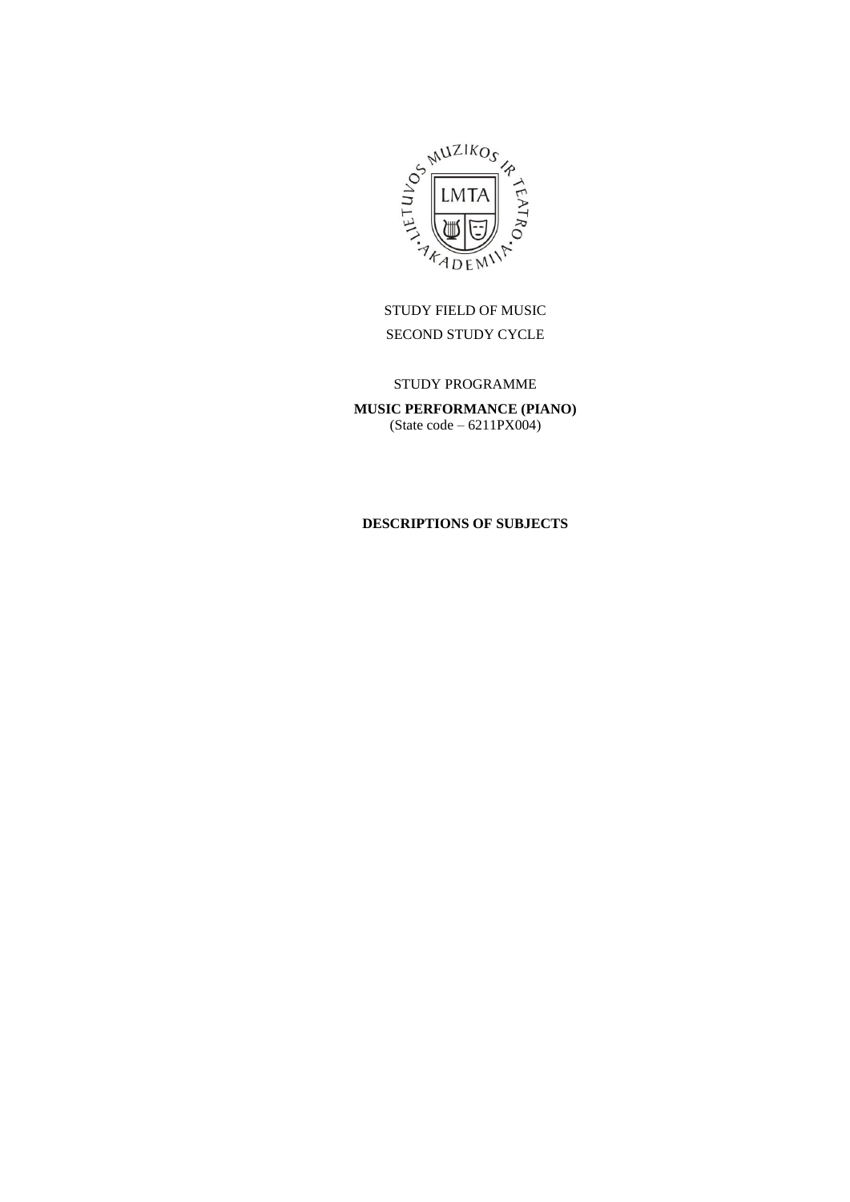STUDY FIELD OF MUSIC

SECOND STUDY CYCLE

STUDY PROGRAMME

**MUSIC PERFORMANCE (PIANO)**
(State code – 6211PX004)

**DESCRIPTIONS OF SUBJECTS**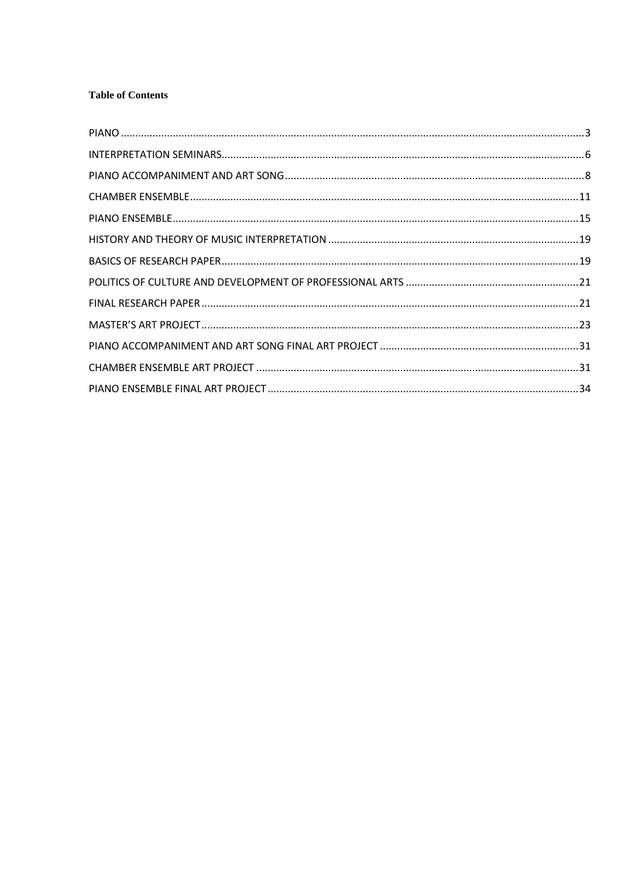**Table of Contents**

PIANO ........................................................................................................................................... 3
INTERPRETATION SEMINARS....................................................................................................... 6
PIANO ACCOMPANIMENT AND ART SONG .................................................................................. 8
CHAMBER ENSEMBLE ................................................................................................................. 11
PIANO ENSEMBLE ....................................................................................................................... 15
HISTORY AND THEORY OF MUSIC INTERPRETATION .................................................................. 19
BASICS OF RESEARCH PAPER ...................................................................................................... 19
POLITICS OF CULTURE AND DEVELOPMENT OF PROFESSIONAL ARTS ........................................ 21
FINAL RESEARCH PAPER ............................................................................................................. 21
MASTER'S ART PROJECT .............................................................................................................. 23
PIANO ACCOMPANIMENT AND ART SONG FINAL ART PROJECT ................................................. 31
CHAMBER ENSEMBLE ART PROJECT ........................................................................................... 31
PIANO ENSEMBLE FINAL ART PROJECT ........................................................................................ 34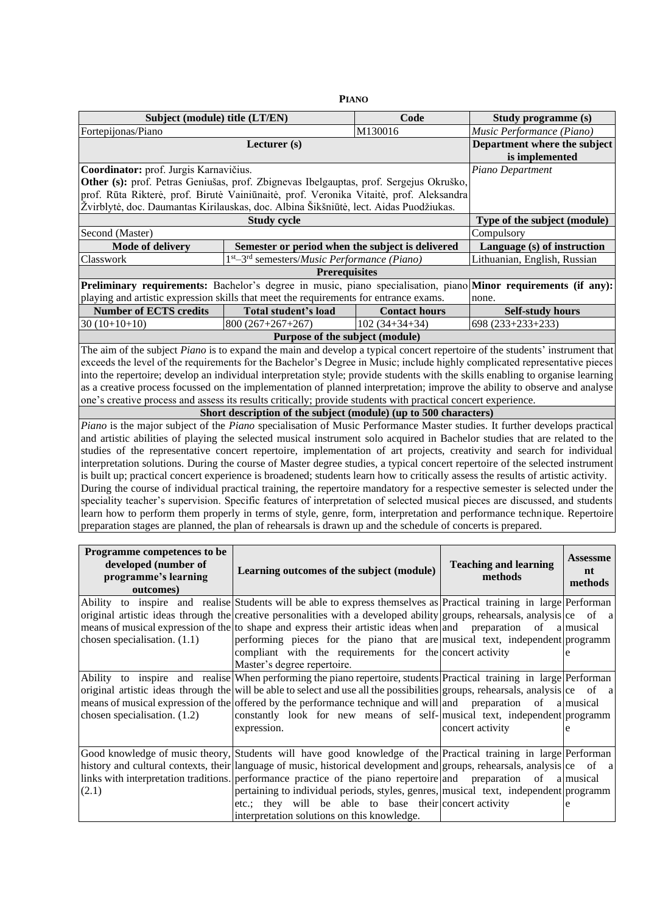**PIANO**

| Subject (module) title (LT/EN) | | Code | Study programme (s) |
|---|---|---|---|
| Fortepijonas/Piano | | M130016 | *Music Performance (Piano)* |
| Lecturer (s) | | | Department where the subject is implemented |
| **Coordinator:** prof. Jurgis Karnavičius.<br>**Other (s):** prof. Petras Geniušas, prof. Zbignevas Ibelgauptas, prof. Sergejus Okruško, prof. Rūta Rikterė, prof. Birutė Vainiūnaitė, prof. Veronika Vitaitė, prof. Aleksandra Žvirblytė, doc. Daumantas Kirilauskas, doc. Albina Šikšniūtė, lect. Aidas Puodžiukas. | | | *Piano Department* |
| Study cycle | | | Type of the subject (module) |
| Second (Master) | | | Compulsory |
| Mode of delivery | Semester or period when the subject is delivered | | Language (s) of instruction |
| Classwork | 1st–3rd semesters/*Music Performance (Piano)* | | Lithuanian, English, Russian |
| Prerequisites | | | |
| **Preliminary requirements:** Bachelor's degree in music, piano specialisation, piano playing and artistic expression skills that meet the requirements for entrance exams. | | | **Minor requirements (if any):** none. |
| Number of ECTS credits | Total student's load | Contact hours | Self-study hours |
| 30 (10+10+10) | 800 (267+267+267) | 102 (34+34+34) | 698 (233+233+233) |
| Purpose of the subject (module) | | | |
| The aim of the subject *Piano* is to expand the main and develop a typical concert repertoire of the students' instrument that exceeds the level of the requirements for the Bachelor's Degree in Music; include highly complicated representative pieces into the repertoire; develop an individual interpretation style; provide students with the skills enabling to organise learning as a creative process focussed on the implementation of planned interpretation; improve the ability to observe and analyse one's creative process and assess its results critically; provide students with practical concert experience. | | | |
| Short description of the subject (module) (up to 500 characters) | | | |
| *Piano* is the major subject of the *Piano* specialisation of Music Performance Master studies. It further develops practical and artistic abilities of playing the selected musical instrument solo acquired in Bachelor studies that are related to the studies of the representative concert repertoire, implementation of art projects, creativity and search for individual interpretation solutions. During the course of Master degree studies, a typical concert repertoire of the selected instrument is built up; practical concert experience is broadened; students learn how to critically assess the results of artistic activity.<br>During the course of individual practical training, the repertoire mandatory for a respective semester is selected under the speciality teacher's supervision. Specific features of interpretation of selected musical pieces are discussed, and students learn how to perform them properly in terms of style, genre, form, interpretation and performance technique. Repertoire preparation stages are planned, the plan of rehearsals is drawn up and the schedule of concerts is prepared. | | | |

| Programme competences to be developed (number of programme's learning outcomes) | Learning outcomes of the subject (module) | Teaching and learning methods | Assessment methods |
|---|---|---|---|
| Ability to inspire and realise original artistic ideas through the means of musical expression of the chosen specialisation. (1.1) | Students will be able to express themselves as creative personalities with a developed ability to shape and express their artistic ideas when performing pieces for the piano that are compliant with the requirements for the Master's degree repertoire. | Practical training in large groups, rehearsals, analysis and preparation of a musical text, independent concert activity | Performance of a musical programme |
| Ability to inspire and realise original artistic ideas through the means of musical expression of the chosen specialisation. (1.2) | When performing the piano repertoire, students will be able to select and use all the possibilities offered by the performance technique and will constantly look for new means of self-expression. | Practical training in large groups, rehearsals, analysis and preparation of a musical text, independent concert activity | Performance of a musical programme |
| Good knowledge of music theory, history and cultural contexts, their links with interpretation traditions. (2.1) | Students will have good knowledge of the language of music, historical development and performance practice of the piano repertoire pertaining to individual periods, styles, genres, etc.; they will be able to base their interpretation solutions on this knowledge. | Practical training in large groups, rehearsals, analysis and preparation of a musical text, independent concert activity | Performance of a musical programme |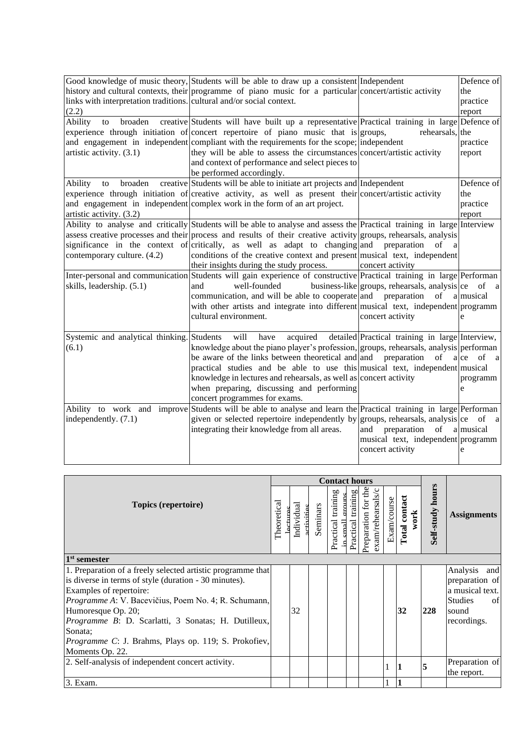| | | | |
|---|---|---|---|
| Good knowledge of music theory, history and cultural contexts, their links with interpretation traditions. (2.2) | Students will be able to draw up a consistent programme of piano music for a particular cultural and/or social context. | Independent concert/artistic activity | Defence of the practice report |
| Ability to broaden creative experience through initiation of and engagement in independent artistic activity. (3.1) | Students will have built up a representative concert repertoire of piano music that is compliant with the requirements for the scope; they will be able to assess the circumstances and context of performance and select pieces to be performed accordingly. | Practical training in large groups, rehearsals, independent concert/artistic activity | Defence of the practice report |
| Ability to broaden creative experience through initiation of and engagement in independent artistic activity. (3.2) | Students will be able to initiate art projects and creative activity, as well as present their complex work in the form of an art project. | Independent concert/artistic activity | Defence of the practice report |
| Ability to analyse and critically assess creative processes and their significance in the context of contemporary culture. (4.2) | Students will be able to analyse and assess the process and results of their creative activity critically, as well as adapt to changing conditions of the creative context and present their insights during the study process. | Practical training in large groups, rehearsals, analysis and preparation of a musical text, independent concert activity | Interview |
| Inter-personal and communication skills, leadership. (5.1) | Students will gain experience of constructive and well-founded business-like communication, and will be able to cooperate with other artists and integrate into different cultural environment. | Practical training in large groups, rehearsals, analysis and preparation of a musical text, independent concert activity | Performance of a musical programme |
| Systemic and analytical thinking. (6.1) | Students will have acquired detailed knowledge about the piano player's profession, be aware of the links between theoretical and practical studies and be able to use this knowledge in lectures and rehearsals, as well as when preparing, discussing and performing concert programmes for exams. | Practical training in large groups, rehearsals, analysis and preparation of a musical text, independent concert activity | Interview, performance of a musical programme |
| Ability to work and improve independently. (7.1) | Students will be able to analyse and learn the given or selected repertoire independently by integrating their knowledge from all areas. | Practical training in large groups, rehearsals, analysis and preparation of a musical text, independent concert activity | Performance of a musical programme |

| Topics (repertoire) | Contact hours | | | | | | | | Self-study hours | Assignments |
|---|---|---|---|---|---|---|---|---|---|---|
| | Theoretical lectures | Individual activities | Seminars | Practical training in small groups | Practical training | Preparation for the exam/rehearsals/c | Exam/course | Total contact work | | |
| **1st semester** | | | | | | | | | | |
| 1. Preparation of a freely selected artistic programme that is diverse in terms of style (duration - 30 minutes).<br>Examples of repertoire:<br>*Programme A*: V. Bacevičius, Poem No. 4; R. Schumann, Humoresque Op. 20;<br>*Programme B*: D. Scarlatti, 3 Sonatas; H. Dutilleux, Sonata;<br>*Programme C*: J. Brahms, Plays op. 119; S. Prokofiev, Moments Op. 22. | | 32 | | | | | | **32** | **228** | Analysis and preparation of a musical text. Studies of sound recordings. |
| 2. Self-analysis of independent concert activity. | | | | | | | 1 | **1** | **5** | Preparation of the report. |
| 3. Exam. | | | | | | | 1 | **1** | | |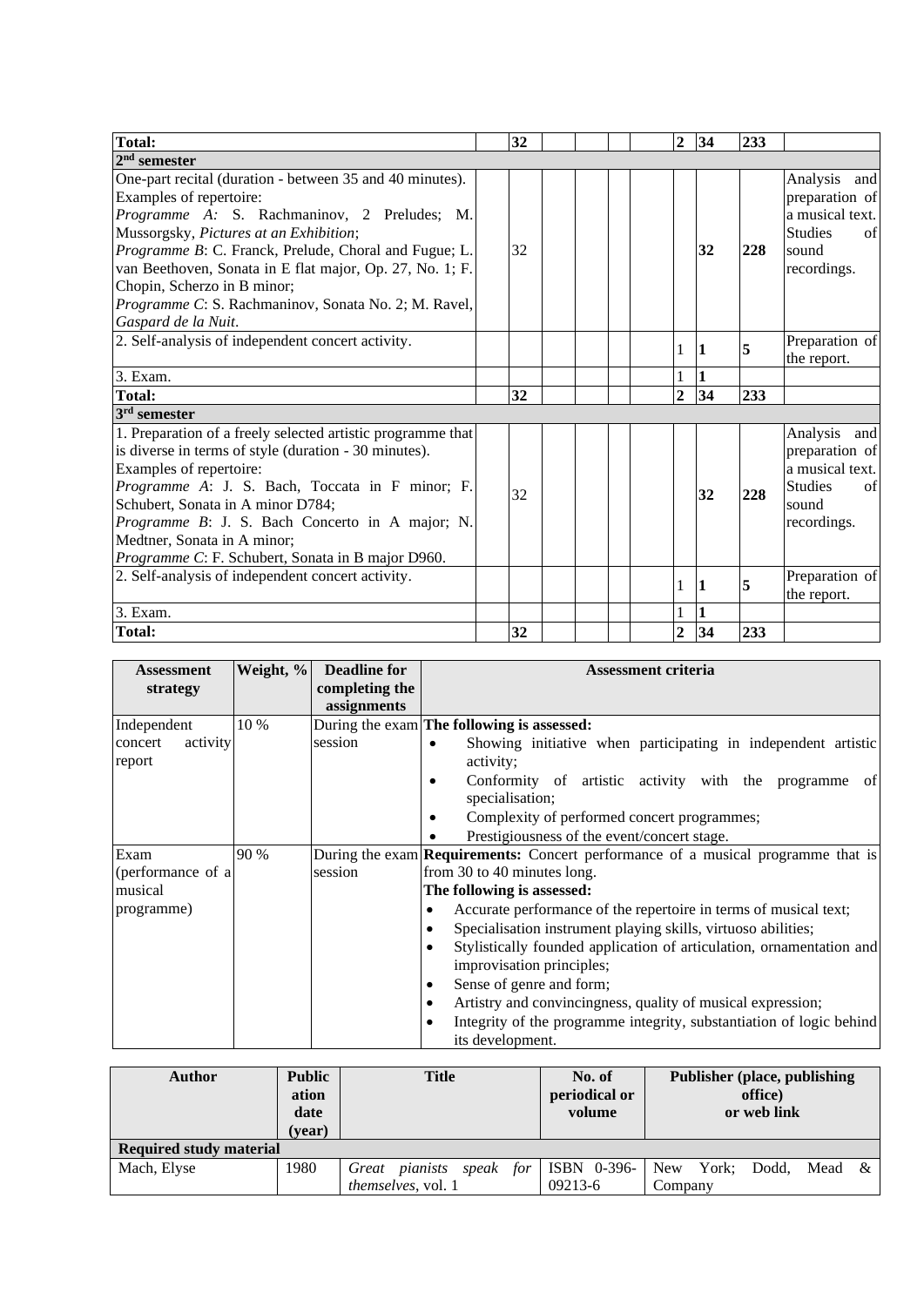| | | | | | | | | | | |
|---|---|---|---|---|---|---|---|---|---|---|
| **Total:** | | **32** | | | | | **2** | **34** | **233** | |
| **2nd semester** | | | | | | | | | | |
| One-part recital (duration - between 35 and 40 minutes).<br>Examples of repertoire:<br>*Programme A:* S. Rachmaninov, 2 Preludes; M. Mussorgsky, *Pictures at an Exhibition*;<br>*Programme B*: C. Franck, Prelude, Choral and Fugue; L. van Beethoven, Sonata in E flat major, Op. 27, No. 1; F. Chopin, Scherzo in B minor;<br>*Programme C*: S. Rachmaninov, Sonata No. 2; M. Ravel, *Gaspard de la Nuit*. | | 32 | | | | | | **32** | **228** | Analysis and preparation of a musical text. Studies of sound recordings. |
| 2. Self-analysis of independent concert activity. | | | | | | | 1 | **1** | **5** | Preparation of the report. |
| 3. Exam. | | | | | | | 1 | **1** | | |
| **Total:** | | **32** | | | | | **2** | **34** | **233** | |
| **3rd semester** | | | | | | | | | | |
| 1. Preparation of a freely selected artistic programme that is diverse in terms of style (duration - 30 minutes).<br>Examples of repertoire:<br>*Programme A*: J. S. Bach, Toccata in F minor; F. Schubert, Sonata in A minor D784;<br>*Programme B*: J. S. Bach Concerto in A major; N. Medtner, Sonata in A minor;<br>*Programme C*: F. Schubert, Sonata in B major D960. | | 32 | | | | | | **32** | **228** | Analysis and preparation of a musical text. Studies of sound recordings. |
| 2. Self-analysis of independent concert activity. | | | | | | | 1 | **1** | **5** | Preparation of the report. |
| 3. Exam. | | | | | | | 1 | **1** | | |
| **Total:** | | **32** | | | | | **2** | **34** | **233** | |

| Assessment strategy | Weight, % | Deadline for completing the assignments | Assessment criteria |
|---|---|---|---|
| Independent concert activity report | 10 % | During the exam session | **The following is assessed:**<br>• Showing initiative when participating in independent artistic activity;<br>• Conformity of artistic activity with the programme of specialisation;<br>• Complexity of performed concert programmes;<br>• Prestigiousness of the event/concert stage. |
| Exam (performance of a musical programme) | 90 % | During the exam session | **Requirements:** Concert performance of a musical programme that is from 30 to 40 minutes long.<br>**The following is assessed:**<br>• Accurate performance of the repertoire in terms of musical text;<br>• Specialisation instrument playing skills, virtuoso abilities;<br>• Stylistically founded application of articulation, ornamentation and improvisation principles;<br>• Sense of genre and form;<br>• Artistry and convincingness, quality of musical expression;<br>• Integrity of the programme integrity, substantiation of logic behind its development. |

| Author | Publication date (year) | Title | No. of periodical or volume | Publisher (place, publishing office) or web link |
|---|---|---|---|---|
| **Required study material** | | | | |
| Mach, Elyse | 1980 | *Great pianists speak for themselves*, vol. 1 | ISBN 0-396-09213-6 | New York; Dodd, Mead & Company |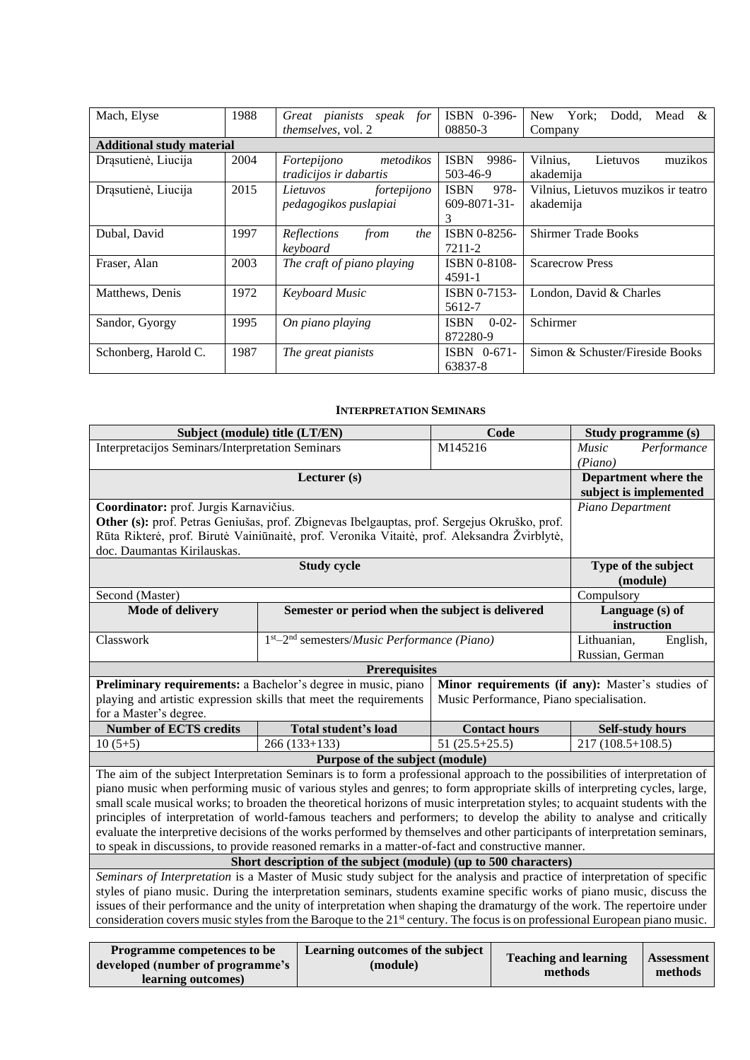| Mach, Elyse | 1988 | *Great pianists speak for themselves*, vol. 2 | ISBN 0-396-08850-3 | New York; Dodd, Mead & Company |
|---|---|---|---|---|
| **Additional study material** | | | | |
| Drąsutienė, Liucija | 2004 | *Fortepijono metodikos tradicijos ir dabartis* | ISBN 9986-503-46-9 | Vilnius, Lietuvos muzikos akademija |
| Drąsutienė, Liucija | 2015 | *Lietuvos fortepijono pedagogikos puslapiai* | ISBN 978-609-8071-31-3 | Vilnius, Lietuvos muzikos ir teatro akademija |
| Dubal, David | 1997 | *Reflections from the keyboard* | ISBN 0-8256-7211-2 | Shirmer Trade Books |
| Fraser, Alan | 2003 | *The craft of piano playing* | ISBN 0-8108-4591-1 | Scarecrow Press |
| Matthews, Denis | 1972 | *Keyboard Music* | ISBN 0-7153-5612-7 | London, David & Charles |
| Sandor, Gyorgy | 1995 | *On piano playing* | ISBN 0-02-872280-9 | Schirmer |
| Schonberg, Harold C. | 1987 | *The great pianists* | ISBN 0-671-63837-8 | Simon & Schuster/Fireside Books |

### INTERPRETATION SEMINARS

| Subject (module) title (LT/EN) | | Code | Study programme (s) |
|---|---|---|---|
| Interpretacijos Seminars/Interpretation Seminars | | M145216 | *Music Performance (Piano)* |
| **Lecturer (s)** | | | **Department where the subject is implemented** |
| **Coordinator:** prof. Jurgis Karnavičius. **Other (s):** prof. Petras Geniušas, prof. Zbignevas Ibelgauptas, prof. Sergejus Okruško, prof. Rūta Rikterė, prof. Birutė Vainiūnaitė, prof. Veronika Vitaitė, prof. Aleksandra Žvirblytė, doc. Daumantas Kirilauskas. | | | *Piano Department* |
| **Study cycle** | | | **Type of the subject (module)** |
| Second (Master) | | | Compulsory |
| **Mode of delivery** | **Semester or period when the subject is delivered** | | **Language (s) of instruction** |
| Classwork | 1st–2nd semesters/*Music Performance (Piano)* | | Lithuanian, English, Russian, German |
| **Prerequisites** | | | |
| **Preliminary requirements:** a Bachelor's degree in music, piano playing and artistic expression skills that meet the requirements for a Master's degree. | | **Minor requirements (if any):** Master's studies of Music Performance, Piano specialisation. | |
| **Number of ECTS credits** | **Total student's load** | **Contact hours** | **Self-study hours** |
| 10 (5+5) | 266 (133+133) | 51 (25.5+25.5) | 217 (108.5+108.5) |
| **Purpose of the subject (module)** | | | |
| The aim of the subject Interpretation Seminars is to form a professional approach to the possibilities of interpretation of piano music when performing music of various styles and genres; to form appropriate skills of interpreting cycles, large, small scale musical works; to broaden the theoretical horizons of music interpretation styles; to acquaint students with the principles of interpretation of world-famous teachers and performers; to develop the ability to analyse and critically evaluate the interpretive decisions of the works performed by themselves and other participants of interpretation seminars, to speak in discussions, to provide reasoned remarks in a matter-of-fact and constructive manner. | | | |
| **Short description of the subject (module) (up to 500 characters)** | | | |
| *Seminars of Interpretation* is a Master of Music study subject for the analysis and practice of interpretation of specific styles of piano music. During the interpretation seminars, students examine specific works of piano music, discuss the issues of their performance and the unity of interpretation when shaping the dramaturgy of the work. The repertoire under consideration covers music styles from the Baroque to the 21st century. The focus is on professional European piano music. | | | |

| Programme competences to be developed (number of programme's learning outcomes) | Learning outcomes of the subject (module) | Teaching and learning methods | Assessment methods |
|---|---|---|---|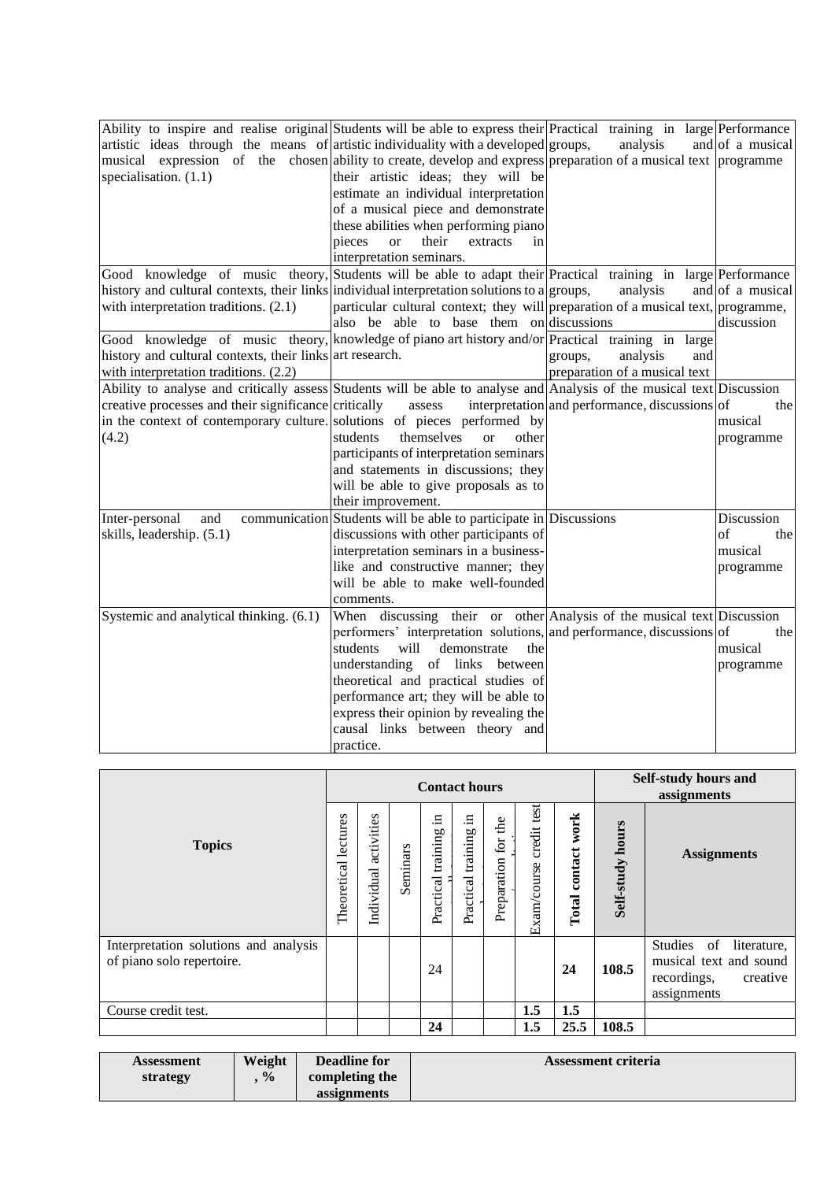| | | | |
|---|---|---|---|
| Ability to inspire and realise original artistic ideas through the means of musical expression of the chosen specialisation. (1.1) | Students will be able to express their artistic individuality with a developed ability to create, develop and express their artistic ideas; they will be estimate an individual interpretation of a musical piece and demonstrate these abilities when performing piano pieces or their extracts in interpretation seminars. | Practical training in large groups, analysis and preparation of a musical text | Performance of a musical programme |
| Good knowledge of music theory, history and cultural contexts, their links with interpretation traditions. (2.1) | Students will be able to adapt their individual interpretation solutions to a particular cultural context; they will also be able to base them on knowledge of piano art history and/or art research. | Practical training in large groups, analysis and preparation of a musical text, discussions | Performance of a musical programme, discussion |
| Good knowledge of music theory, history and cultural contexts, their links with interpretation traditions. (2.2) | | Practical training in large groups, analysis and preparation of a musical text | |
| Ability to analyse and critically assess creative processes and their significance in the context of contemporary culture. (4.2) | Students will be able to analyse and critically assess interpretation solutions of pieces performed by students themselves or other participants of interpretation seminars and statements in discussions; they will be able to give proposals as to their improvement. | Analysis of the musical text and performance, discussions | Discussion of the musical programme |
| Inter-personal and communication skills, leadership. (5.1) | Students will be able to participate in discussions with other participants of interpretation seminars in a business-like and constructive manner; they will be able to make well-founded comments. | Discussions | Discussion of the musical programme |
| Systemic and analytical thinking. (6.1) | When discussing their or other performers' interpretation solutions, students will demonstrate the understanding of links between theoretical and practical studies of performance art; they will be able to express their opinion by revealing the causal links between theory and practice. | Analysis of the musical text and performance, discussions | Discussion of the musical programme |

| **Topics** | **Contact hours** | | | | | | | | **Self-study hours and assignments** | |
|---|---|---|---|---|---|---|---|---|---|---|
| | Theoretical lectures | Individual activities | Seminars | Practical training in | Practical training in | Preparation for the | Exam/course credit test | **Total contact work** | **Self-study hours** | **Assignments** |
| Interpretation solutions and analysis of piano solo repertoire. | | | | 24 | | | | **24** | **108.5** | Studies of literature, musical text and sound recordings, creative assignments |
| Course credit test. | | | | | | | **1.5** | **1.5** | | |
| | | | | **24** | | | **1.5** | **25.5** | **108.5** | |

| **Assessment strategy** | **Weight, %** | **Deadline for completing the assignments** | **Assessment criteria** |
|---|---|---|---|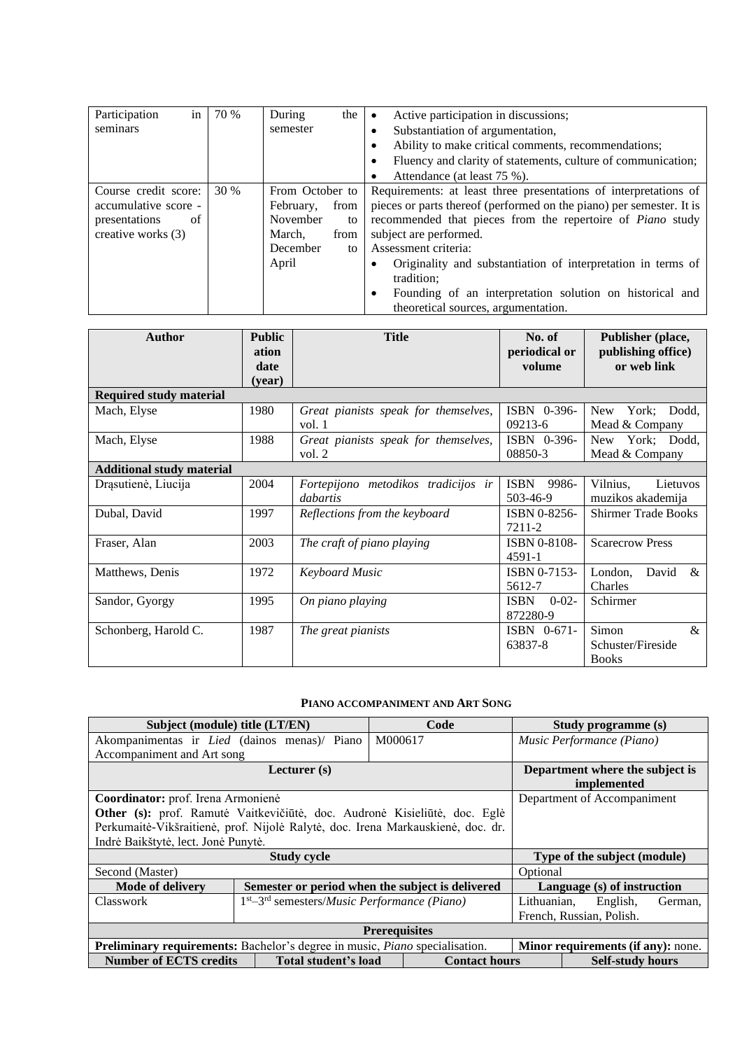| Participation in seminars | 70 % | During the semester | • Active participation in discussions;<br>• Substantiation of argumentation,<br>• Ability to make critical comments, recommendations;<br>• Fluency and clarity of statements, culture of communication;<br>• Attendance (at least 75 %). |
|---|---|---|---|
| Course credit score: accumulative score - presentations of creative works (3) | 30 % | From October to February, from November to March, from December to April | Requirements: at least three presentations of interpretations of pieces or parts thereof (performed on the piano) per semester. It is recommended that pieces from the repertoire of *Piano* study subject are performed.<br>Assessment criteria:<br>• Originality and substantiation of interpretation in terms of tradition;<br>• Founding of an interpretation solution on historical and theoretical sources, argumentation. |

| Author | Publication date (year) | Title | No. of periodical or volume | Publisher (place, publishing office) or web link |
|---|---|---|---|---|
| **Required study material** | | | | |
| Mach, Elyse | 1980 | *Great pianists speak for themselves*, vol. 1 | ISBN 0-396-09213-6 | New York; Dodd, Mead & Company |
| Mach, Elyse | 1988 | *Great pianists speak for themselves*, vol. 2 | ISBN 0-396-08850-3 | New York; Dodd, Mead & Company |
| **Additional study material** | | | | |
| Drąsutienė, Liucija | 2004 | *Fortepijono metodikos tradicijos ir dabartis* | ISBN 9986-503-46-9 | Vilnius, Lietuvos muzikos akademija |
| Dubal, David | 1997 | *Reflections from the keyboard* | ISBN 0-8256-7211-2 | Shirmer Trade Books |
| Fraser, Alan | 2003 | *The craft of piano playing* | ISBN 0-8108-4591-1 | Scarecrow Press |
| Matthews, Denis | 1972 | *Keyboard Music* | ISBN 0-7153-5612-7 | London, David & Charles |
| Sandor, Gyorgy | 1995 | *On piano playing* | ISBN 0-02-872280-9 | Schirmer |
| Schonberg, Harold C. | 1987 | *The great pianists* | ISBN 0-671-63837-8 | Simon & Schuster/Fireside Books |

### PIANO ACCOMPANIMENT AND ART SONG

| Subject (module) title (LT/EN) | Code | Study programme (s) |
|---|---|---|
| Akompanimentas ir *Lied* (dainos menas)/ Piano Accompaniment and Art song | M000617 | *Music Performance (Piano)* |
| **Lecturer (s)** | | **Department where the subject is implemented** |
| **Coordinator:** prof. Irena Armonienė<br>**Other (s):** prof. Ramutė Vaitkevičiūtė, doc. Audronė Kisieliūtė, doc. Eglė Perkumaitė-Vikšraitienė, prof. Nijolė Ralytė, doc. Irena Markauskienė, doc. dr. Indrė Baikštytė, lect. Jonė Punytė. | | Department of Accompaniment |
| **Study cycle** | | **Type of the subject (module)** |
| Second (Master) | | Optional |
| **Mode of delivery** | **Semester or period when the subject is delivered** | **Language (s) of instruction** |
| Classwork | 1st–3rd semesters/*Music Performance (Piano)* | Lithuanian, English, German, French, Russian, Polish. |
| **Prerequisites** | | |
| **Preliminary requirements:** Bachelor's degree in music, *Piano* specialisation. | | **Minor requirements (if any):** none. |

| Number of ECTS credits | Total student's load | Contact hours | Self-study hours |
|---|---|---|---|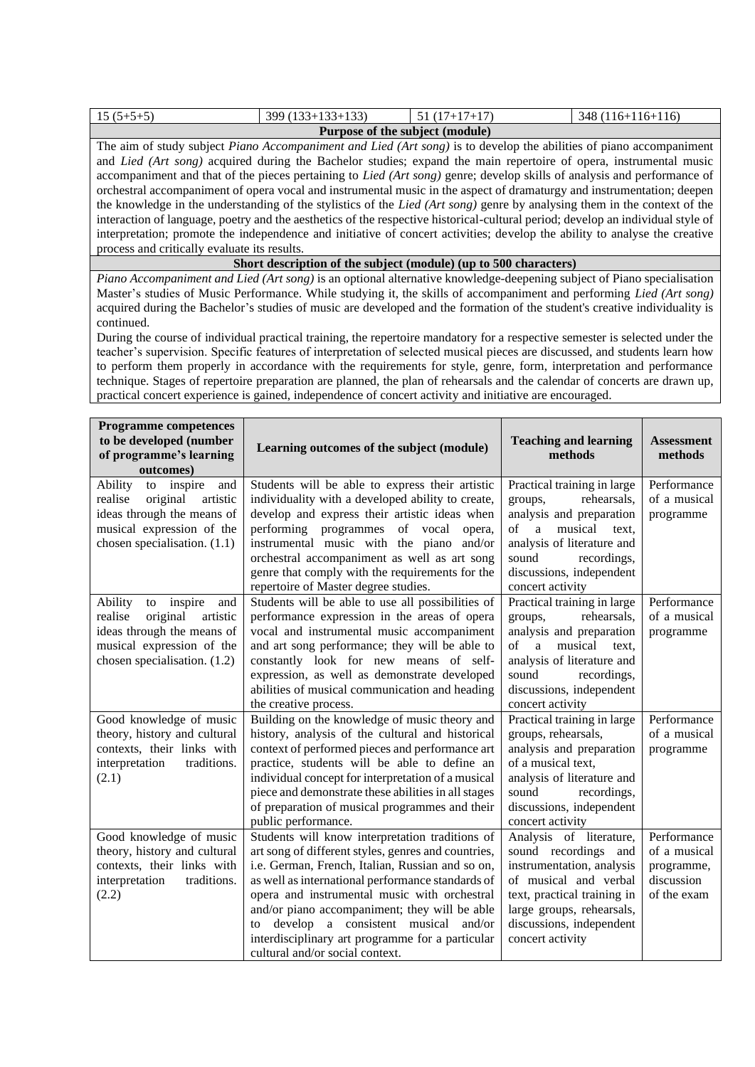| 15 (5+5+5) | 399 (133+133+133) | 51 (17+17+17) | 348 (116+116+116) |
|---|---|---|---|

**Purpose of the subject (module)**

The aim of study subject *Piano Accompaniment and Lied (Art song)* is to develop the abilities of piano accompaniment and *Lied (Art song)* acquired during the Bachelor studies; expand the main repertoire of opera, instrumental music accompaniment and that of the pieces pertaining to *Lied (Art song)* genre; develop skills of analysis and performance of orchestral accompaniment of opera vocal and instrumental music in the aspect of dramaturgy and instrumentation; deepen the knowledge in the understanding of the stylistics of the *Lied (Art song)* genre by analysing them in the context of the interaction of language, poetry and the aesthetics of the respective historical-cultural period; develop an individual style of interpretation; promote the independence and initiative of concert activities; develop the ability to analyse the creative process and critically evaluate its results.

**Short description of the subject (module) (up to 500 characters)**

*Piano Accompaniment and Lied (Art song)* is an optional alternative knowledge-deepening subject of Piano specialisation Master's studies of Music Performance. While studying it, the skills of accompaniment and performing *Lied (Art song)* acquired during the Bachelor's studies of music are developed and the formation of the student's creative individuality is continued.

During the course of individual practical training, the repertoire mandatory for a respective semester is selected under the teacher's supervision. Specific features of interpretation of selected musical pieces are discussed, and students learn how to perform them properly in accordance with the requirements for style, genre, form, interpretation and performance technique. Stages of repertoire preparation are planned, the plan of rehearsals and the calendar of concerts are drawn up, practical concert experience is gained, independence of concert activity and initiative are encouraged.

| Programme competences to be developed (number of programme's learning outcomes) | Learning outcomes of the subject (module) | Teaching and learning methods | Assessment methods |
|---|---|---|---|
| Ability to inspire and realise original artistic ideas through the means of musical expression of the chosen specialisation. (1.1) | Students will be able to express their artistic individuality with a developed ability to create, develop and express their artistic ideas when performing programmes of vocal opera, instrumental music with the piano and/or orchestral accompaniment as well as art song genre that comply with the requirements for the repertoire of Master degree studies. | Practical training in large groups, rehearsals, analysis and preparation of a musical text, analysis of literature and sound recordings, discussions, independent concert activity | Performance of a musical programme |
| Ability to inspire and realise original artistic ideas through the means of musical expression of the chosen specialisation. (1.2) | Students will be able to use all possibilities of performance expression in the areas of opera vocal and instrumental music accompaniment and art song performance; they will be able to constantly look for new means of self-expression, as well as demonstrate developed abilities of musical communication and heading the creative process. | Practical training in large groups, rehearsals, analysis and preparation of a musical text, analysis of literature and sound recordings, discussions, independent concert activity | Performance of a musical programme |
| Good knowledge of music theory, history and cultural contexts, their links with interpretation traditions. (2.1) | Building on the knowledge of music theory and history, analysis of the cultural and historical context of performed pieces and performance art practice, students will be able to define an individual concept for interpretation of a musical piece and demonstrate these abilities in all stages of preparation of musical programmes and their public performance. | Practical training in large groups, rehearsals, analysis and preparation of a musical text, analysis of literature and sound recordings, discussions, independent concert activity | Performance of a musical programme |
| Good knowledge of music theory, history and cultural contexts, their links with interpretation traditions. (2.2) | Students will know interpretation traditions of art song of different styles, genres and countries, i.e. German, French, Italian, Russian and so on, as well as international performance standards of opera and instrumental music with orchestral and/or piano accompaniment; they will be able to develop a consistent musical and/or interdisciplinary art programme for a particular cultural and/or social context. | Analysis of literature, sound recordings and instrumentation, analysis of musical and verbal text, practical training in large groups, rehearsals, discussions, independent concert activity | Performance of a musical programme, discussion of the exam |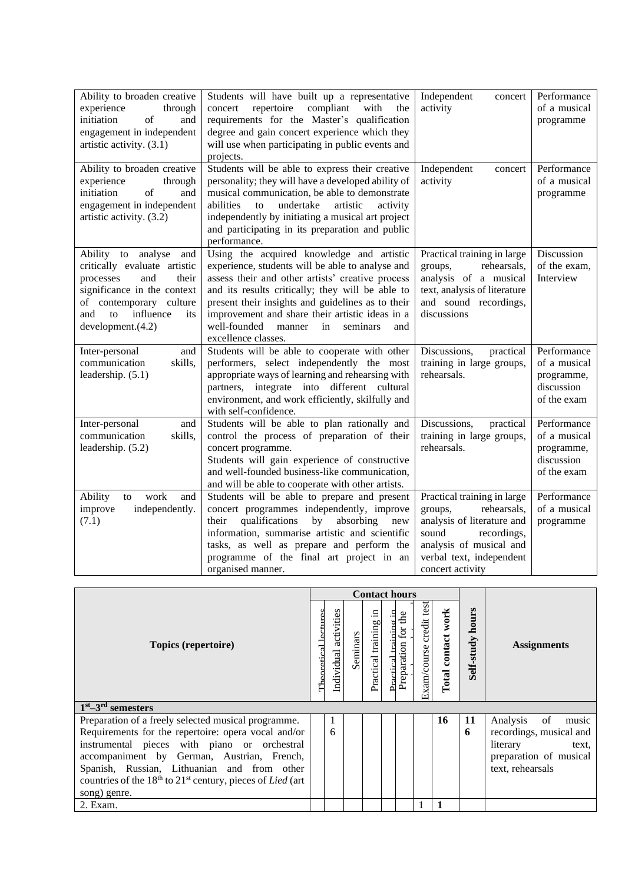| Ability to broaden creative experience through initiation of and engagement in independent artistic activity. (3.1) | Students will have built up a representative concert repertoire compliant with the requirements for the Master's qualification degree and gain concert experience which they will use when participating in public events and projects. | Independent concert activity | Performance of a musical programme |
|---|---|---|---|
| Ability to broaden creative experience through initiation of and engagement in independent artistic activity. (3.2) | Students will be able to express their creative personality; they will have a developed ability of musical communication, be able to demonstrate abilities to undertake artistic activity independently by initiating a musical art project and participating in its preparation and public performance. | Independent concert activity | Performance of a musical programme |
| Ability to analyse and critically evaluate artistic processes and their significance in the context of contemporary culture and to influence its development.(4.2) | Using the acquired knowledge and artistic experience, students will be able to analyse and assess their and other artists' creative process and its results critically; they will be able to present their insights and guidelines as to their improvement and share their artistic ideas in a well-founded manner in seminars and excellence classes. | Practical training in large groups, rehearsals, analysis of a musical text, analysis of literature and sound recordings, discussions | Discussion of the exam, Interview |
| Inter-personal and communication skills, leadership. (5.1) | Students will be able to cooperate with other performers, select independently the most appropriate ways of learning and rehearsing with partners, integrate into different cultural environment, and work efficiently, skilfully and with self-confidence. | Discussions, practical training in large groups, rehearsals. | Performance of a musical programme, discussion of the exam |
| Inter-personal and communication skills, leadership. (5.2) | Students will be able to plan rationally and control the process of preparation of their concert programme.<br>Students will gain experience of constructive and well-founded business-like communication, and will be able to cooperate with other artists. | Discussions, practical training in large groups, rehearsals. | Performance of a musical programme, discussion of the exam |
| Ability to work and improve independently. (7.1) | Students will be able to prepare and present concert programmes independently, improve their qualifications by absorbing new information, summarise artistic and scientific tasks, as well as prepare and perform the programme of the final art project in an organised manner. | Practical training in large groups, rehearsals, analysis of literature and sound recordings, analysis of musical and verbal text, independent concert activity | Performance of a musical programme |

| Topics (repertoire) | Contact hours | | | | | | | | Self-study hours | Assignments |
|---|---|---|---|---|---|---|---|---|---|---|
| | Theoretical lectures | Individual activities | Seminars | Practical training in | Practical training in | Preparation for the | Exam/course credit test | **Total contact work** | | |
| **1st–3rd semesters** | | | | | | | | | | |
| Preparation of a freely selected musical programme. Requirements for the repertoire: opera vocal and/or instrumental pieces with piano or orchestral accompaniment by German, Austrian, French, Spanish, Russian, Lithuanian and from other countries of the 18th to 21st century, pieces of *Lied* (art song) genre. | | 16 | | | | | | **16** | **116** | Analysis of music recordings, musical and literary text, preparation of musical text, rehearsals |
| 2. Exam. | | | | | | | 1 | **1** | | |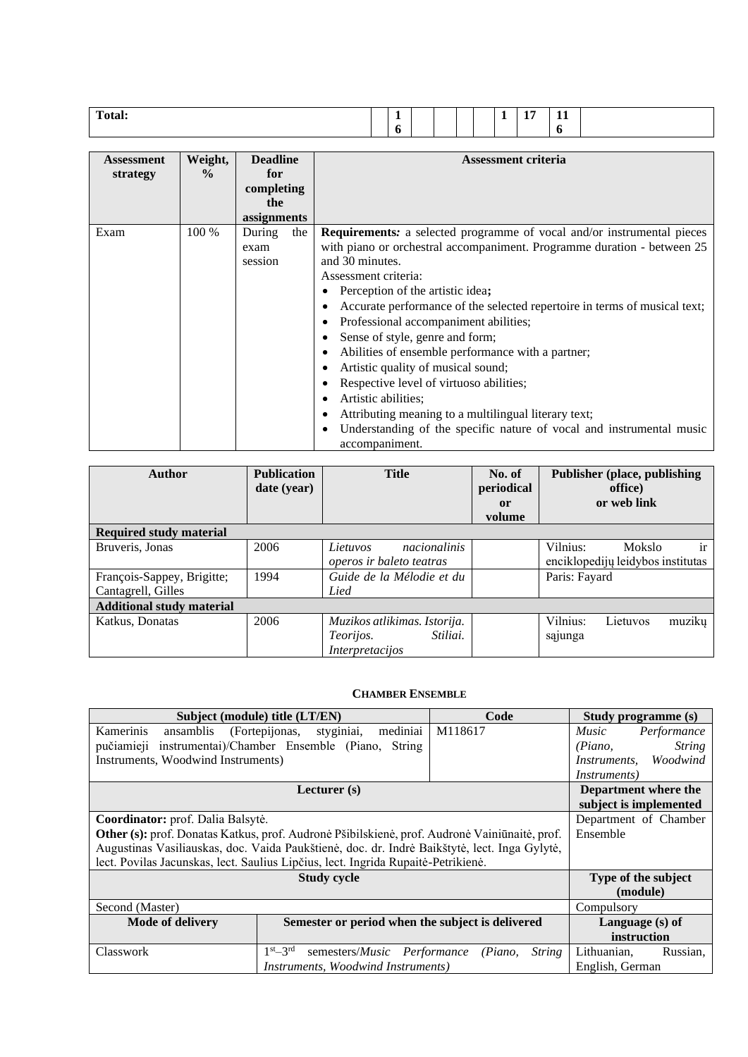| Total: | | 16 | | | | | 1 | 17 | 116 | |
|---|---|---|---|---|---|---|---|---|---|---|

| Assessment strategy | Weight, % | Deadline for completing the assignments | Assessment criteria |
|---|---|---|---|
| Exam | 100 % | During the exam session | **Requirements***:* a selected programme of vocal and/or instrumental pieces with piano or orchestral accompaniment. Programme duration - between 25 and 30 minutes.<br>Assessment criteria:<br>• Perception of the artistic idea**;**<br>• Accurate performance of the selected repertoire in terms of musical text;<br>• Professional accompaniment abilities;<br>• Sense of style, genre and form;<br>• Abilities of ensemble performance with a partner;<br>• Artistic quality of musical sound;<br>• Respective level of virtuoso abilities;<br>• Artistic abilities;<br>• Attributing meaning to a multilingual literary text;<br>• Understanding of the specific nature of vocal and instrumental music accompaniment. |

| Author | Publication date (year) | Title | No. of periodical or volume | Publisher (place, publishing office) or web link |
|---|---|---|---|---|
| **Required study material** | | | | |
| Bruveris, Jonas | 2006 | *Lietuvos nacionalinis operos ir baleto teatras* | | Vilnius: Mokslo ir enciklopedijų leidybos institutas |
| François-Sappey, Brigitte; Cantagrell, Gilles | 1994 | *Guide de la Mélodie et du Lied* | | Paris: Fayard |
| **Additional study material** | | | | |
| Katkus, Donatas | 2006 | *Muzikos atlikimas. Istorija. Teorijos. Stiliai. Interpretacijos* | | Vilnius: Lietuvos muzikų sąjunga |

### Chamber Ensemble

| Subject (module) title (LT/EN) | | Code | Study programme (s) |
|---|---|---|---|
| Kamerinis ansamblis (Fortepijonas, styginiai, mediniai pučiamieji instrumentai)/Chamber Ensemble (Piano, String Instruments, Woodwind Instruments) | | M118617 | *Music Performance (Piano, String Instruments, Woodwind Instruments)* |
| **Lecturer (s)** | | | **Department where the subject is implemented** |
| **Coordinator:** prof. Dalia Balsytė.<br>**Other (s):** prof. Donatas Katkus, prof. Audronė Pšibilskienė, prof. Audronė Vainiūnaitė, prof. Augustinas Vasiliauskas, doc. Vaida Paukštienė, doc. dr. Indrė Baikštytė, lect. Inga Gylytė, lect. Povilas Jacunskas, lect. Saulius Lipčius, lect. Ingrida Rupaitė-Petrikienė. | | | Department of Chamber Ensemble |
| **Study cycle** | | | **Type of the subject (module)** |
| Second (Master) | | | Compulsory |
| **Mode of delivery** | **Semester or period when the subject is delivered** | | **Language (s) of instruction** |
| Classwork | 1st–3rd semesters/*Music Performance (Piano, String Instruments, Woodwind Instruments)* | | Lithuanian, Russian, English, German |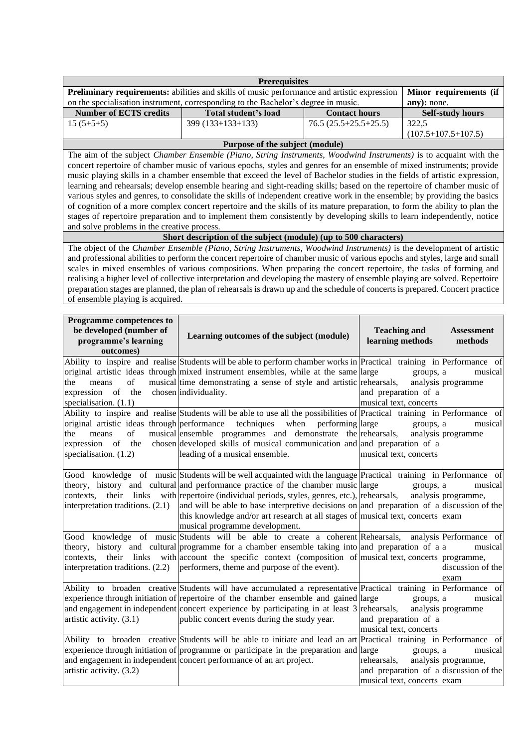| Prerequisites | | | |
|---|---|---|---|
| **Preliminary requirements:** abilities and skills of music performance and artistic expression on the specialisation instrument, corresponding to the Bachelor's degree in music. | | | **Minor requirements (if any):** none. |
| **Number of ECTS credits** | **Total student's load** | **Contact hours** | **Self-study hours** |
| 15 (5+5+5) | 399 (133+133+133) | 76.5 (25.5+25.5+25.5) | 322,5 (107.5+107.5+107.5) |
| **Purpose of the subject (module)** | | | |
| The aim of the subject *Chamber Ensemble (Piano, String Instruments, Woodwind Instruments)* is to acquaint with the concert repertoire of chamber music of various epochs, styles and genres for an ensemble of mixed instruments; provide music playing skills in a chamber ensemble that exceed the level of Bachelor studies in the fields of artistic expression, learning and rehearsals; develop ensemble hearing and sight-reading skills; based on the repertoire of chamber music of various styles and genres, to consolidate the skills of independent creative work in the ensemble; by providing the basics of cognition of a more complex concert repertoire and the skills of its mature preparation, to form the ability to plan the stages of repertoire preparation and to implement them consistently by developing skills to learn independently, notice and solve problems in the creative process. | | | |
| **Short description of the subject (module) (up to 500 characters)** | | | |
| The object of the *Chamber Ensemble (Piano, String Instruments, Woodwind Instruments)* is the development of artistic and professional abilities to perform the concert repertoire of chamber music of various epochs and styles, large and small scales in mixed ensembles of various compositions. When preparing the concert repertoire, the tasks of forming and realising a higher level of collective interpretation and developing the mastery of ensemble playing are solved. Repertoire preparation stages are planned, the plan of rehearsals is drawn up and the schedule of concerts is prepared. Concert practice of ensemble playing is acquired. | | | |

| Programme competences to be developed (number of programme's learning outcomes) | Learning outcomes of the subject (module) | Teaching and learning methods | Assessment methods |
|---|---|---|---|
| Ability to inspire and realise original artistic ideas through the means of musical expression of the chosen specialisation. (1.1) | Students will be able to perform chamber works in mixed instrument ensembles, while at the same time demonstrating a sense of style and artistic individuality. | Practical training in large groups, rehearsals, analysis and preparation of a musical text, concerts | Performance of a musical programme |
| Ability to inspire and realise original artistic ideas through the means of musical expression of the chosen specialisation. (1.2) | Students will be able to use all the possibilities of performance techniques when performing ensemble programmes and demonstrate the developed skills of musical communication and leading of a musical ensemble. | Practical training in large groups, rehearsals, analysis and preparation of a musical text, concerts | Performance of a musical programme |
| Good knowledge of music theory, history and cultural contexts, their links with interpretation traditions. (2.1) | Students will be well acquainted with the language and performance practice of the chamber music repertoire (individual periods, styles, genres, etc.), and will be able to base interpretive decisions on this knowledge and/or art research at all stages of musical programme development. | Practical training in large groups, rehearsals, analysis and preparation of a musical text, concerts | Performance of a musical programme, discussion of the exam |
| Good knowledge of music theory, history and cultural contexts, their links with interpretation traditions. (2.2) | Students will be able to create a coherent programme for a chamber ensemble taking into account the specific context (composition of performers, theme and purpose of the event). | Rehearsals, analysis and preparation of a musical text, concerts | Performance of a musical programme, discussion of the exam |
| Ability to broaden creative experience through initiation of and engagement in independent artistic activity. (3.1) | Students will have accumulated a representative repertoire of the chamber ensemble and gained concert experience by participating in at least 3 public concert events during the study year. | Practical training in large groups, rehearsals, analysis and preparation of a musical text, concerts | Performance of a musical programme |
| Ability to broaden creative experience through initiation of and engagement in independent artistic activity. (3.2) | Students will be able to initiate and lead an art programme or participate in the preparation and concert performance of an art project. | Practical training in large groups, rehearsals, analysis and preparation of a musical text, concerts | Performance of a musical programme, discussion of the exam |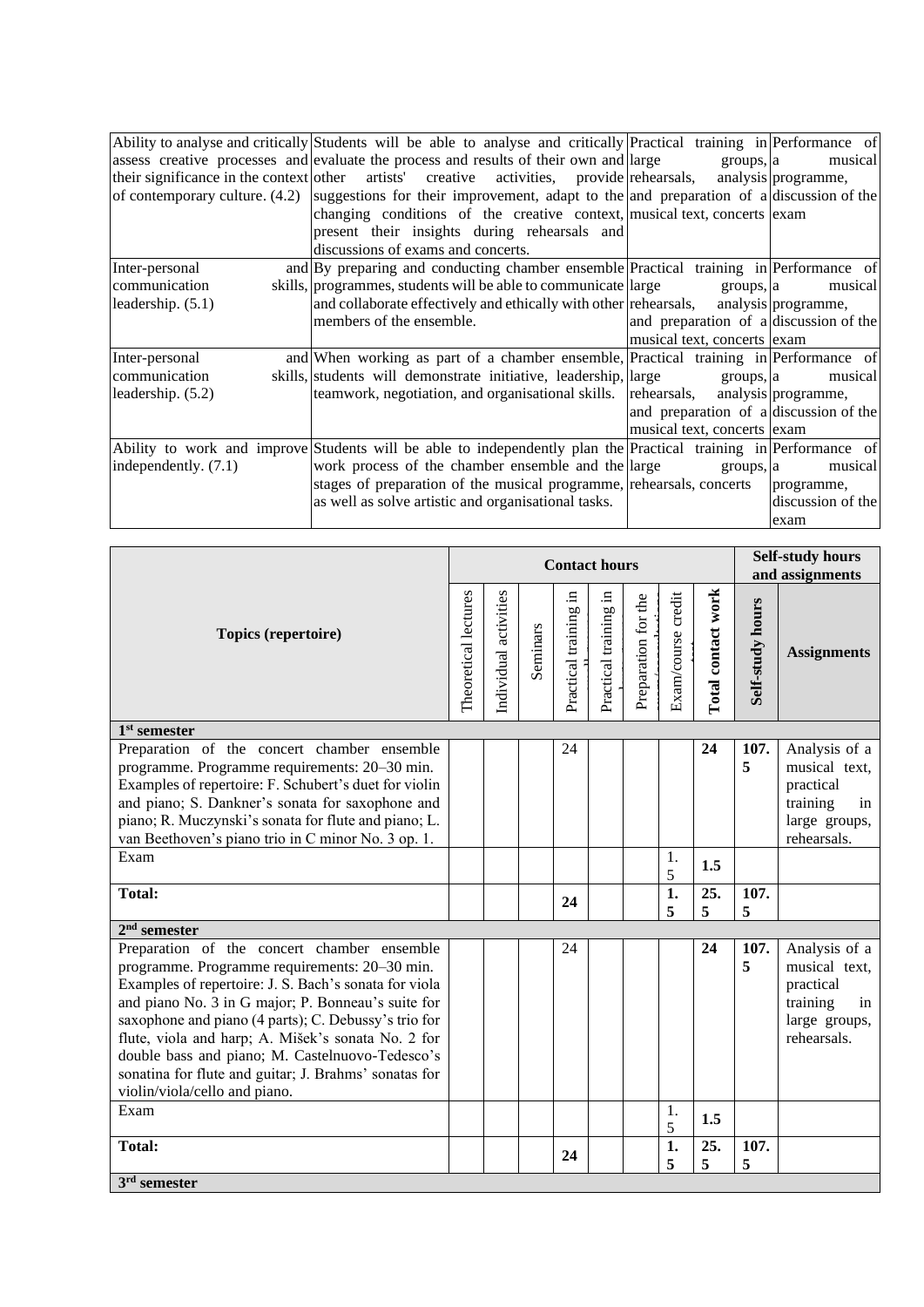| Ability to analyse and critically assess creative processes and their significance in the context of contemporary culture. (4.2) | Students will be able to analyse and critically evaluate the process and results of their own and other artists' creative activities, provide suggestions for their improvement, adapt to the changing conditions of the creative context, present their insights during rehearsals and discussions of exams and concerts. | Practical training in large groups, a analysis rehearsals, and preparation of a musical text, concerts | Performance of musical programme, discussion of the exam |
|---|---|---|---|
| Inter-personal and communication skills, leadership. (5.1) | By preparing and conducting chamber ensemble programmes, students will be able to communicate and collaborate effectively and ethically with other members of the ensemble. | Practical training in large groups, a analysis rehearsals, and preparation of a musical text, concerts | Performance of musical programme, discussion of the exam |
| Inter-personal and communication skills, leadership. (5.2) | When working as part of a chamber ensemble, students will demonstrate initiative, leadership, teamwork, negotiation, and organisational skills. | Practical training in large groups, a analysis rehearsals, and preparation of a musical text, concerts | Performance of musical programme, discussion of the exam |
| Ability to work and improve independently. (7.1) | Students will be able to independently plan the work process of the chamber ensemble and the stages of preparation of the musical programme, as well as solve artistic and organisational tasks. | Practical training in large groups, rehearsals, concerts | Performance of a programme, discussion of the exam |

| Topics (repertoire) | Contact hours | | | | | | | | Self-study hours and assignments | |
|---|---|---|---|---|---|---|---|---|---|---|
| | Theoretical lectures | Individual activities | Seminars | Practical training in | Practical training in | Preparation for the | Exam/course credit | **Total contact work** | **Self-study hours** | **Assignments** |
| **1st semester** | | | | | | | | | | |
| Preparation of the concert chamber ensemble programme. Programme requirements: 20–30 min. Examples of repertoire: F. Schubert's duet for violin and piano; S. Dankner's sonata for saxophone and piano; R. Muczynski's sonata for flute and piano; L. van Beethoven's piano trio in C minor No. 3 op. 1. | | | | 24 | | | | **24** | **107.5** | Analysis of a musical text, practical training in large groups, rehearsals. |
| Exam | | | | | | | 1.5 | **1.5** | | |
| **Total:** | | | | **24** | | | **1.5** | **25.5** | **107.5** | |
| **2nd semester** | | | | | | | | | | |
| Preparation of the concert chamber ensemble programme. Programme requirements: 20–30 min. Examples of repertoire: J. S. Bach's sonata for viola and piano No. 3 in G major; P. Bonneau's suite for saxophone and piano (4 parts); C. Debussy's trio for flute, viola and harp; A. Mišek's sonata No. 2 for double bass and piano; M. Castelnuovo-Tedesco's sonatina for flute and guitar; J. Brahms' sonatas for violin/viola/cello and piano. | | | | 24 | | | | **24** | **107.5** | Analysis of a musical text, practical training in large groups, rehearsals. |
| Exam | | | | | | | 1.5 | **1.5** | | |
| **Total:** | | | | **24** | | | **1.5** | **25.5** | **107.5** | |
| **3rd semester** | | | | | | | | | | |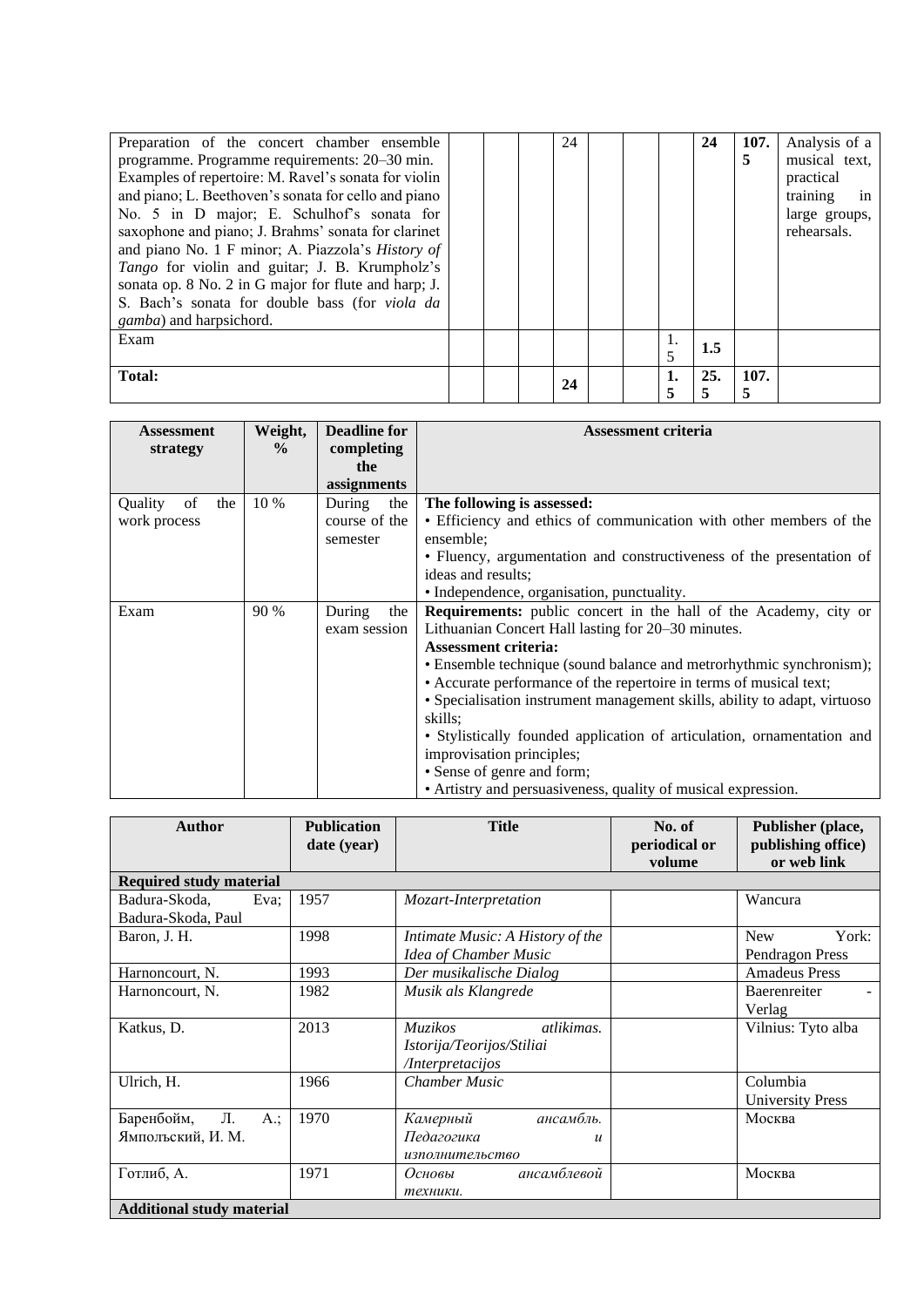| Preparation of the concert chamber ensemble programme. Programme requirements: 20–30 min. Examples of repertoire: M. Ravel's sonata for violin and piano; L. Beethoven's sonata for cello and piano No. 5 in D major; E. Schulhof's sonata for saxophone and piano; J. Brahms' sonata for clarinet and piano No. 1 F minor; A. Piazzola's *History of Tango* for violin and guitar; J. B. Krumpholz's sonata op. 8 No. 2 in G major for flute and harp; J. S. Bach's sonata for double bass (for *viola da gamba*) and harpsichord. | | | | 24 | | | | **24** | **107.5** | Analysis of a musical text, practical training in large groups, rehearsals. |
|---|---|---|---|---|---|---|---|---|---|---|
| Exam | | | | | | | 1.5 | **1.5** | | |
| **Total:** | | | | **24** | | | **1.5** | **25.5** | **107.5** | |

| Assessment strategy | Weight, % | Deadline for completing the assignments | Assessment criteria |
|---|---|---|---|
| Quality of the work process | 10 % | During the course of the semester | **The following is assessed:**<br>• Efficiency and ethics of communication with other members of the ensemble;<br>• Fluency, argumentation and constructiveness of the presentation of ideas and results;<br>• Independence, organisation, punctuality. |
| Exam | 90 % | During the exam session | **Requirements:** public concert in the hall of the Academy, city or Lithuanian Concert Hall lasting for 20–30 minutes.<br>**Assessment criteria:**<br>• Ensemble technique (sound balance and metrorhythmic synchronism);<br>• Accurate performance of the repertoire in terms of musical text;<br>• Specialisation instrument management skills, ability to adapt, virtuoso skills;<br>• Stylistically founded application of articulation, ornamentation and improvisation principles;<br>• Sense of genre and form;<br>• Artistry and persuasiveness, quality of musical expression. |

| Author | Publication date (year) | Title | No. of periodical or volume | Publisher (place, publishing office) or web link |
|---|---|---|---|---|
| **Required study material** | | | | |
| Badura-Skoda, Eva; Badura-Skoda, Paul | 1957 | *Mozart-Interpretation* | | Wancura |
| Baron, J. H. | 1998 | *Intimate Music: A History of the Idea of Chamber Music* | | New York: Pendragon Press |
| Harnoncourt, N. | 1993 | *Der musikalische Dialog* | | Amadeus Press |
| Harnoncourt, N. | 1982 | *Musik als Klangrede* | | Baerenreiter - Verlag |
| Katkus, D. | 2013 | *Muzikos atlikimas. Istorija/Teorijos/Stiliai /Interpretacijos* | | Vilnius: Tyto alba |
| Ulrich, H. | 1966 | *Chamber Music* | | Columbia University Press |
| Баренбойм, Л. А.; Ямпольский, И. М. | 1970 | *Камерный ансамбль. Педагогика и исполнительство* | | Москва |
| Готлиб, А. | 1971 | *Основы ансамблевой техники.* | | Москва |
| **Additional study material** | | | | |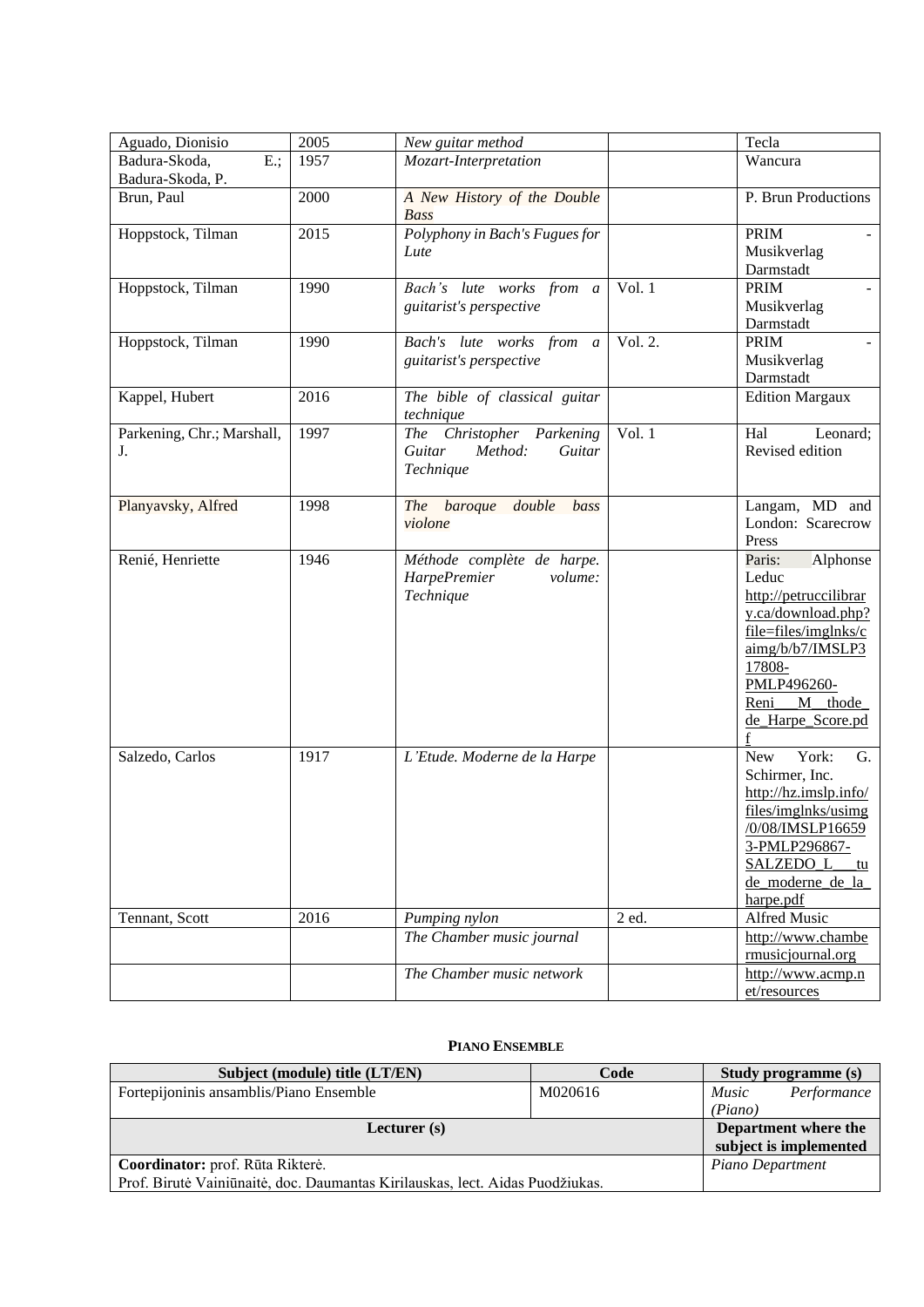| Aguado, Dionisio | 2005 | *New guitar method* | | Tecla |
|---|---|---|---|---|
| Badura-Skoda, E.; Badura-Skoda, P. | 1957 | *Mozart-Interpretation* | | Wancura |
| Brun, Paul | 2000 | *A New History of the Double Bass* | | P. Brun Productions |
| Hoppstock, Tilman | 2015 | *Polyphony in Bach's Fugues for Lute* | | PRIM - Musikverlag Darmstadt |
| Hoppstock, Tilman | 1990 | *Bach's lute works from a guitarist's perspective* | Vol. 1 | PRIM - Musikverlag Darmstadt |
| Hoppstock, Tilman | 1990 | *Bach's lute works from a guitarist's perspective* | Vol. 2. | PRIM - Musikverlag Darmstadt |
| Kappel, Hubert | 2016 | *The bible of classical guitar technique* | | Edition Margaux |
| Parkening, Chr.; Marshall, J. | 1997 | *The Christopher Parkening Guitar Method: Guitar Technique* | Vol. 1 | Hal Leonard; Revised edition |
| Planyavsky, Alfred | 1998 | *The baroque double bass violone* | | Langam, MD and London: Scarecrow Press |
| Renié, Henriette | 1946 | *Méthode complète de harpe. HarpePremier volume: Technique* | | Paris: Alphonse Leduc http://petruccilibrary.ca/download.php?file=files/imglnks/caimg/b/b7/IMSLP317808-PMLP496260-Reni___M__thode_de_Harpe_Score.pdf |
| Salzedo, Carlos | 1917 | *L'Etude. Moderne de la Harpe* | | New York: G. Schirmer, Inc. http://hz.imslp.info/files/imglnks/usimg/0/08/IMSLP166593-PMLP296867-SALZEDO_L___tude_moderne_de_la_harpe.pdf |
| Tennant, Scott | 2016 | *Pumping nylon* | 2 ed. | Alfred Music |
| | | *The Chamber music journal* | | http://www.chambermusicjournal.org |
| | | *The Chamber music network* | | http://www.acmp.net/resources |

**PIANO ENSEMBLE**

| Subject (module) title (LT/EN) | Code | Study programme (s) |
|---|---|---|
| Fortepijoninis ansamblis/Piano Ensemble | M020616 | *Music Performance (Piano)* |
| **Lecturer (s)** | | **Department where the subject is implemented** |
| **Coordinator:** prof. Rūta Rikterė.<br>Prof. Birutė Vainiūnaitė, doc. Daumantas Kirilauskas, lect. Aidas Puodžiukas. | | *Piano Department* |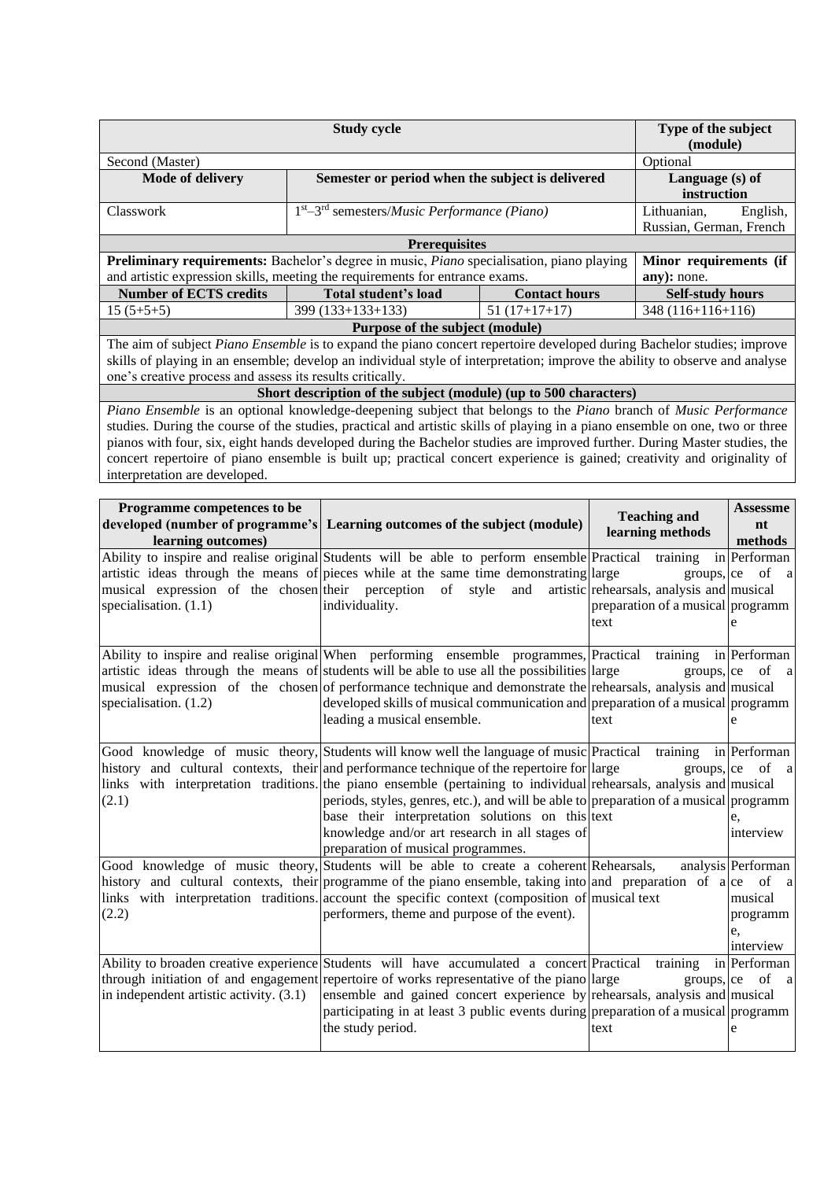| Study cycle | | | Type of the subject (module) |
|---|---|---|---|
| Second (Master) | | | Optional |
| **Mode of delivery** | **Semester or period when the subject is delivered** | | **Language (s) of instruction** |
| Classwork | 1st–3rd semesters/*Music Performance (Piano)* | | Lithuanian, English, Russian, German, French |
| **Prerequisites** | | | |
| **Preliminary requirements:** Bachelor's degree in music, *Piano* specialisation, piano playing and artistic expression skills, meeting the requirements for entrance exams. | | | **Minor requirements (if any):** none. |
| **Number of ECTS credits** | **Total student's load** | **Contact hours** | **Self-study hours** |
| 15 (5+5+5) | 399 (133+133+133) | 51 (17+17+17) | 348 (116+116+116) |
| **Purpose of the subject (module)** | | | |
| The aim of subject *Piano Ensemble* is to expand the piano concert repertoire developed during Bachelor studies; improve skills of playing in an ensemble; develop an individual style of interpretation; improve the ability to observe and analyse one's creative process and assess its results critically. | | | |
| **Short description of the subject (module) (up to 500 characters)** | | | |
| *Piano Ensemble* is an optional knowledge-deepening subject that belongs to the *Piano* branch of *Music Performance* studies. During the course of the studies, practical and artistic skills of playing in a piano ensemble on one, two or three pianos with four, six, eight hands developed during the Bachelor studies are improved further. During Master studies, the concert repertoire of piano ensemble is built up; practical concert experience is gained; creativity and originality of interpretation are developed. | | | |

| Programme competences to be developed (number of programme's learning outcomes) | Learning outcomes of the subject (module) | Teaching and learning methods | Assessment methods |
|---|---|---|---|
| Ability to inspire and realise original artistic ideas through the means of musical expression of the chosen specialisation. (1.1) | Students will be able to perform ensemble pieces while at the same time demonstrating their perception of style and artistic individuality. | Practical training in large groups, rehearsals, analysis and preparation of a musical text | Performance of a musical programme |
| Ability to inspire and realise original artistic ideas through the means of musical expression of the chosen specialisation. (1.2) | When performing ensemble programmes, students will be able to use all the possibilities of performance technique and demonstrate the developed skills of musical communication and leading a musical ensemble. | Practical training in large groups, rehearsals, analysis and preparation of a musical text | Performance of a musical programme |
| Good knowledge of music theory, history and cultural contexts, their links with interpretation traditions. (2.1) | Students will know well the language of music and performance technique of the repertoire for the piano ensemble (pertaining to individual periods, styles, genres, etc.), and will be able to base their interpretation solutions on this knowledge and/or art research in all stages of preparation of musical programmes. | Practical training in large groups, rehearsals, analysis and preparation of a musical text | Performance of a musical programme, interview |
| Good knowledge of music theory, history and cultural contexts, their links with interpretation traditions. (2.2) | Students will be able to create a coherent programme of the piano ensemble, taking into account the specific context (composition of performers, theme and purpose of the event). | Rehearsals, analysis and preparation of a musical text | Performance of a musical programme, interview |
| Ability to broaden creative experience through initiation of and engagement in independent artistic activity. (3.1) | Students will have accumulated a concert repertoire of works representative of the piano ensemble and gained concert experience by participating in at least 3 public events during the study period. | Practical training in large groups, rehearsals, analysis and preparation of a musical text | Performance of a musical programme |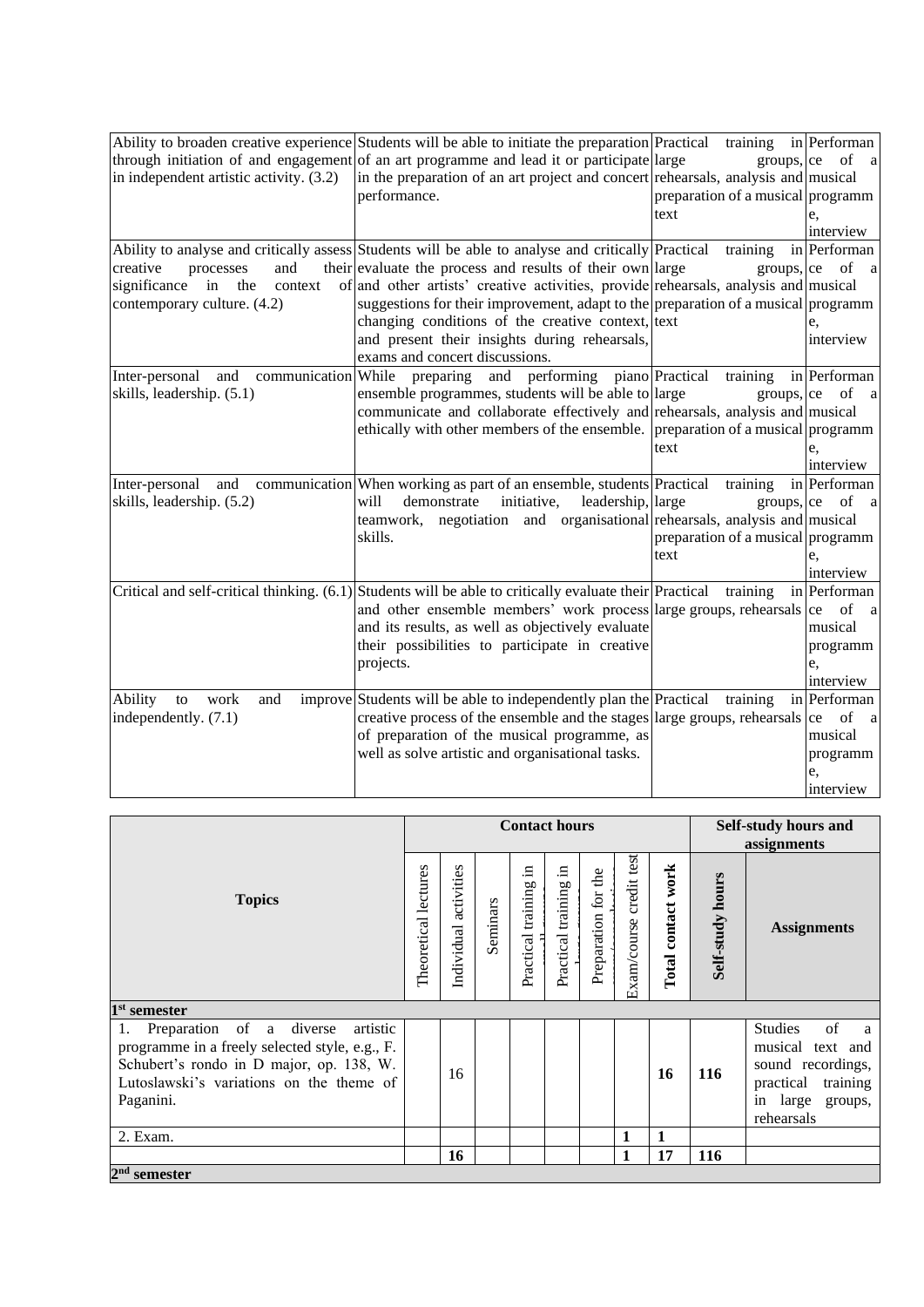| | | | |
|---|---|---|---|
| Ability to broaden creative experience through initiation of and engagement in independent artistic activity. (3.2) | Students will be able to initiate the preparation of an art programme and lead it or participate in the preparation of an art project and concert performance. | Practical training in large groups, rehearsals, analysis and preparation of a musical text | Performance of a musical programme, interview |
| Ability to analyse and critically assess creative processes and their significance in the context of contemporary culture. (4.2) | Students will be able to analyse and critically evaluate the process and results of their own and other artists' creative activities, provide suggestions for their improvement, adapt to the changing conditions of the creative context, and present their insights during rehearsals, exams and concert discussions. | Practical training in large groups, rehearsals, analysis and preparation of a musical text | Performance of a musical programme, interview |
| Inter-personal and communication skills, leadership. (5.1) | While preparing and performing piano ensemble programmes, students will be able to communicate and collaborate effectively and ethically with other members of the ensemble. | Practical training in large groups, rehearsals, analysis and preparation of a musical text | Performance of a musical programme, interview |
| Inter-personal and communication skills, leadership. (5.2) | When working as part of an ensemble, students will demonstrate initiative, leadership, teamwork, negotiation and organisational skills. | Practical training in large groups, rehearsals, analysis and preparation of a musical text | Performance of a musical programme, interview |
| Critical and self-critical thinking. (6.1) | Students will be able to critically evaluate their and other ensemble members' work process and its results, as well as objectively evaluate their possibilities to participate in creative projects. | Practical training in large groups, rehearsals | Performance of a musical programme, interview |
| Ability to work and improve independently. (7.1) | Students will be able to independently plan the creative process of the ensemble and the stages of preparation of the musical programme, as well as solve artistic and organisational tasks. | Practical training in large groups, rehearsals | Performance of a musical programme, interview |

| Topics | Contact hours | | | | | | | | Self-study hours and assignments | |
|---|---|---|---|---|---|---|---|---|---|---|
| | Theoretical lectures | Individual activities | Seminars | Practical training in small groups | Practical training in large groups | Preparation for the exam/consultations | Exam/course credit test | Total contact work | Self-study hours | Assignments |
| **1st semester** | | | | | | | | | | |
| 1. Preparation of a diverse artistic programme in a freely selected style, e.g., F. Schubert's rondo in D major, op. 138, W. Lutoslawski's variations on the theme of Paganini. | | 16 | | | | | | **16** | **116** | Studies of a musical text and sound recordings, practical training in large groups, rehearsals |
| 2. Exam. | | | | | | | 1 | 1 | | |
| | | **16** | | | | | **1** | **17** | **116** | |
| **2nd semester** | | | | | | | | | | |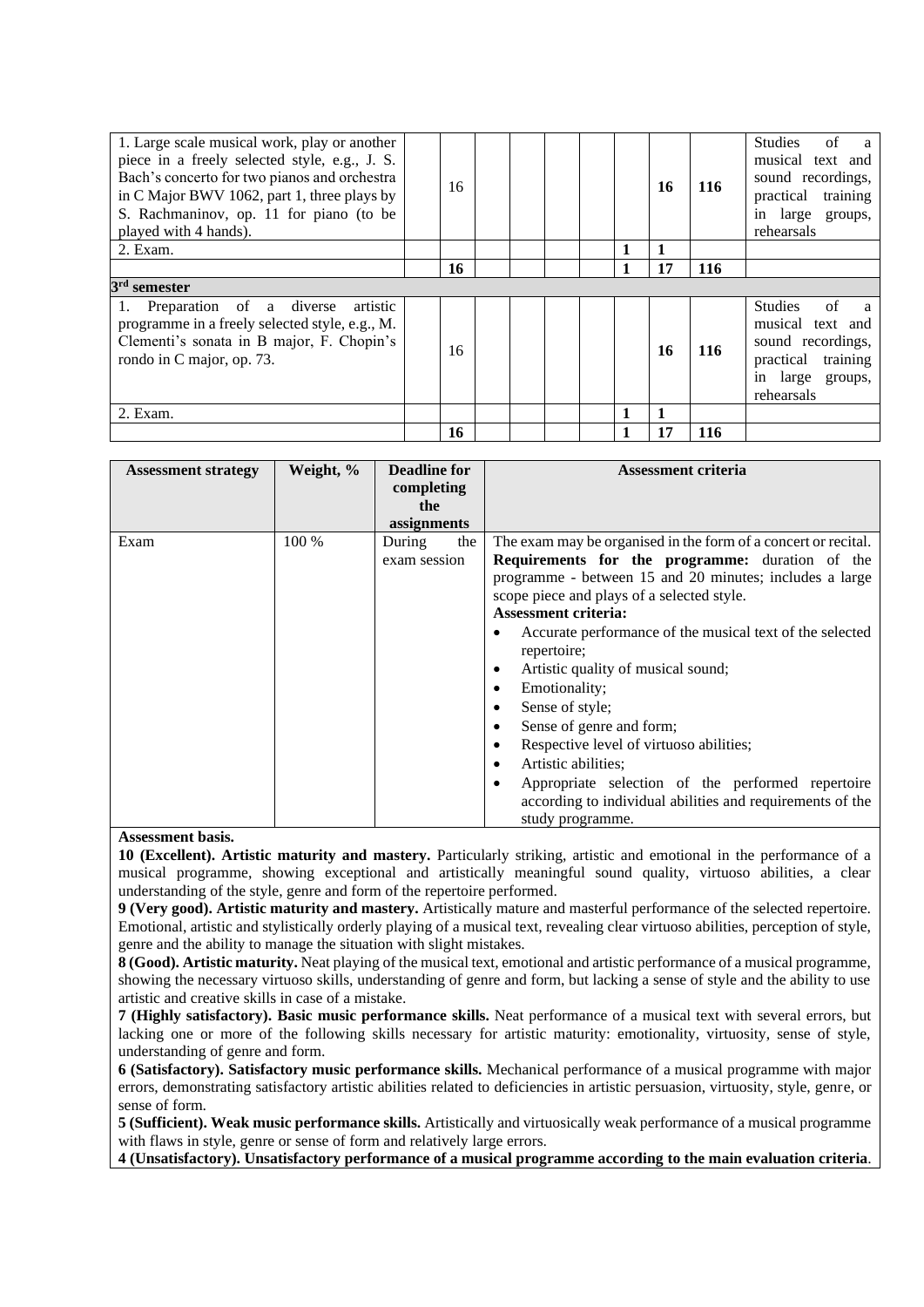| | | | | | | | | | | |
|---|---|---|---|---|---|---|---|---|---|---|
| 1. Large scale musical work, play or another piece in a freely selected style, e.g., J. S. Bach's concerto for two pianos and orchestra in C Major BWV 1062, part 1, three plays by S. Rachmaninov, op. 11 for piano (to be played with 4 hands). | | 16 | | | | | | **16** | **116** | Studies of a musical text and sound recordings, practical training in large groups, rehearsals |
| 2. Exam. | | | | | | | **1** | **1** | | |
| | | **16** | | | | | **1** | **17** | **116** | |
| **3rd semester** | | | | | | | | | | |
| 1. Preparation of a diverse artistic programme in a freely selected style, e.g., M. Clementi's sonata in B major, F. Chopin's rondo in C major, op. 73. | | 16 | | | | | | **16** | **116** | Studies of a musical text and sound recordings, practical training in large groups, rehearsals |
| 2. Exam. | | | | | | | **1** | **1** | | |
| | | **16** | | | | | **1** | **17** | **116** | |

| Assessment strategy | Weight, % | Deadline for completing the assignments | Assessment criteria |
|---|---|---|---|
| Exam | 100 % | During the exam session | The exam may be organised in the form of a concert or recital. **Requirements for the programme:** duration of the programme - between 15 and 20 minutes; includes a large scope piece and plays of a selected style. **Assessment criteria:** • Accurate performance of the musical text of the selected repertoire; • Artistic quality of musical sound; • Emotionality; • Sense of style; • Sense of genre and form; • Respective level of virtuoso abilities; • Artistic abilities; • Appropriate selection of the performed repertoire according to individual abilities and requirements of the study programme. |

**Assessment basis.**

**10 (Excellent). Artistic maturity and mastery.** Particularly striking, artistic and emotional in the performance of a musical programme, showing exceptional and artistically meaningful sound quality, virtuoso abilities, a clear understanding of the style, genre and form of the repertoire performed.

**9 (Very good). Artistic maturity and mastery.** Artistically mature and masterful performance of the selected repertoire. Emotional, artistic and stylistically orderly playing of a musical text, revealing clear virtuoso abilities, perception of style, genre and the ability to manage the situation with slight mistakes.

**8 (Good). Artistic maturity.** Neat playing of the musical text, emotional and artistic performance of a musical programme, showing the necessary virtuoso skills, understanding of genre and form, but lacking a sense of style and the ability to use artistic and creative skills in case of a mistake.

**7 (Highly satisfactory). Basic music performance skills.** Neat performance of a musical text with several errors, but lacking one or more of the following skills necessary for artistic maturity: emotionality, virtuosity, sense of style, understanding of genre and form.

**6 (Satisfactory). Satisfactory music performance skills.** Mechanical performance of a musical programme with major errors, demonstrating satisfactory artistic abilities related to deficiencies in artistic persuasion, virtuosity, style, genre, or sense of form.

**5 (Sufficient). Weak music performance skills.** Artistically and virtuosically weak performance of a musical programme with flaws in style, genre or sense of form and relatively large errors.

**4 (Unsatisfactory). Unsatisfactory performance of a musical programme according to the main evaluation criteria**.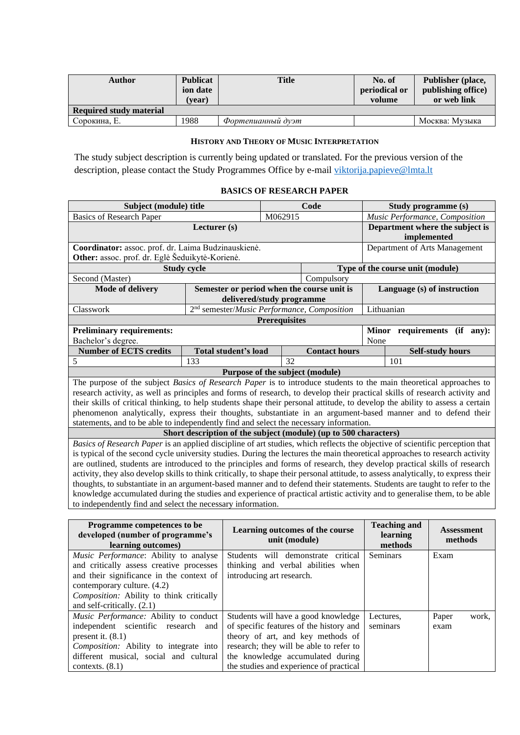| Author | Publication date (year) | Title | No. of periodical or volume | Publisher (place, publishing office) or web link |
|---|---|---|---|---|
| **Required study material** | | | | |
| Сорокина, Е. | 1988 | *Фортепианный дуэт* | | Москва: Музыка |

### HISTORY AND THEORY OF MUSIC INTERPRETATION

The study subject description is currently being updated or translated. For the previous version of the description, please contact the Study Programmes Office by e-mail viktorija.papieve@lmta.lt

### BASICS OF RESEARCH PAPER

| **Subject (module) title** | | **Code** | | **Study programme (s)** |
|---|---|---|---|---|
| Basics of Research Paper | | M062915 | | *Music Performance, Composition* |
| **Lecturer (s)** | | | | **Department where the subject is implemented** |
| **Coordinator:** assoc. prof. dr. Laima Budzinauskienė.<br>**Other:** assoc. prof. dr. Eglė Šeduikytė-Korienė. | | | | Department of Arts Management |
| **Study cycle** | | **Type of the course unit (module)** | | |
| Second (Master) | | Compulsory | | |
| **Mode of delivery** | **Semester or period when the course unit is delivered/study programme** | | | **Language (s) of instruction** |
| Classwork | 2nd semester/*Music Performance, Composition* | | | Lithuanian |
| **Prerequisites** | | | | |
| **Preliminary requirements:**<br>Bachelor's degree. | | | | **Minor requirements (if any):**<br>None |
| **Number of ECTS credits** | **Total student's load** | **Contact hours** | | **Self-study hours** |
| 5 | 133 | 32 | | 101 |
| **Purpose of the subject (module)** | | | | |
| The purpose of the subject *Basics of Research Paper* is to introduce students to the main theoretical approaches to research activity, as well as principles and forms of research, to develop their practical skills of research activity and their skills of critical thinking, to help students shape their personal attitude, to develop the ability to assess a certain phenomenon analytically, express their thoughts, substantiate in an argument-based manner and to defend their statements, and to be able to independently find and select the necessary information. | | | | |
| **Short description of the subject (module) (up to 500 characters)** | | | | |
| *Basics of Research Paper* is an applied discipline of art studies, which reflects the objective of scientific perception that is typical of the second cycle university studies. During the lectures the main theoretical approaches to research activity are outlined, students are introduced to the principles and forms of research, they develop practical skills of research activity, they also develop skills to think critically, to shape their personal attitude, to assess analytically, to express their thoughts, to substantiate in an argument-based manner and to defend their statements. Students are taught to refer to the knowledge accumulated during the studies and experience of practical artistic activity and to generalise them, to be able to independently find and select the necessary information. | | | | |

| Programme competences to be developed (number of programme's learning outcomes) | Learning outcomes of the course unit (module) | Teaching and learning methods | Assessment methods |
|---|---|---|---|
| *Music Performance*: Ability to analyse and critically assess creative processes and their significance in the context of contemporary culture. (4.2)<br>*Composition:* Ability to think critically and self-critically. (2.1) | Students will demonstrate critical thinking and verbal abilities when introducing art research. | Seminars | Exam |
| *Music Performance:* Ability to conduct independent scientific research and present it. (8.1)<br>*Composition:* Ability to integrate into different musical, social and cultural contexts. (8.1) | Students will have a good knowledge of specific features of the history and theory of art, and key methods of research; they will be able to refer to the knowledge accumulated during the studies and experience of practical | Lectures, seminars | Paper work, exam |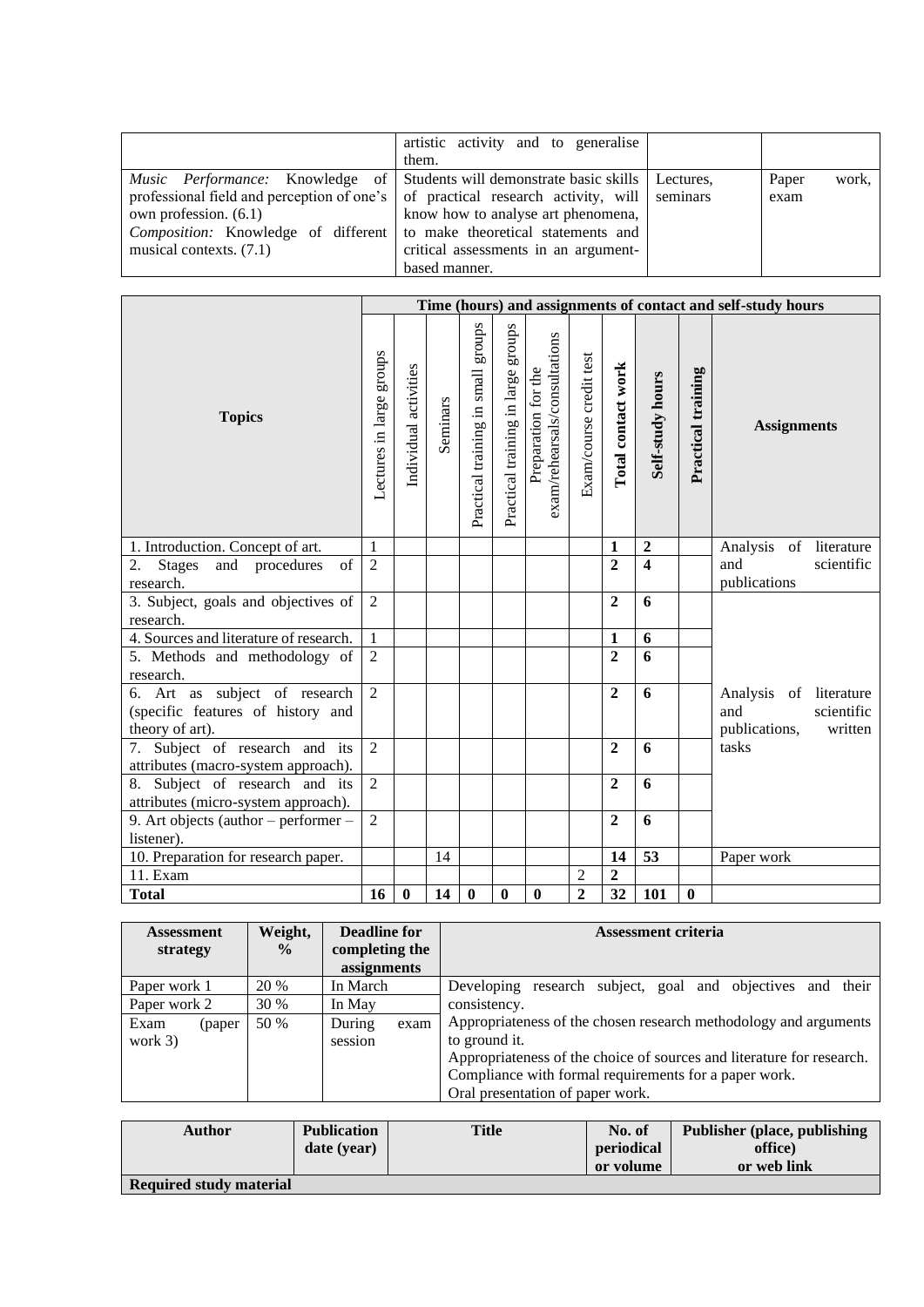|  |  |  |  |
|---|---|---|---|
|  | artistic activity and to generalise them. |  |  |
| *Music Performance:* Knowledge of professional field and perception of one's own profession. (6.1)<br>*Composition:* Knowledge of different musical contexts. (7.1) | Students will demonstrate basic skills of practical research activity, will know how to analyse art phenomena, to make theoretical statements and critical assessments in an argument-based manner. | Lectures, seminars | Paper work, exam |

| Topics | Time (hours) and assignments of contact and self-study hours | | | | | | | | | | |
|---|---|---|---|---|---|---|---|---|---|---|---|
| | Lectures in large groups | Individual activities | Seminars | Practical training in small groups | Practical training in large groups | Preparation for the exam/rehearsals/consultations | Exam/course credit test | **Total contact work** | **Self-study hours** | **Practical training** | **Assignments** |
| 1. Introduction. Concept of art. | 1 | | | | | | | **1** | **2** | | Analysis of literature and scientific publications |
| 2. Stages and procedures of research. | 2 | | | | | | | **2** | **4** | | |
| 3. Subject, goals and objectives of research. | 2 | | | | | | | **2** | **6** | | Analysis of literature and scientific publications, written tasks |
| 4. Sources and literature of research. | 1 | | | | | | | **1** | **6** | | |
| 5. Methods and methodology of research. | 2 | | | | | | | **2** | **6** | | |
| 6. Art as subject of research (specific features of history and theory of art). | 2 | | | | | | | **2** | **6** | | |
| 7. Subject of research and its attributes (macro-system approach). | 2 | | | | | | | **2** | **6** | | |
| 8. Subject of research and its attributes (micro-system approach). | 2 | | | | | | | **2** | **6** | | |
| 9. Art objects (author – performer – listener). | 2 | | | | | | | **2** | **6** | | |
| 10. Preparation for research paper. | | | 14 | | | | | **14** | **53** | | Paper work |
| 11. Exam | | | | | | | 2 | **2** | | | |
| **Total** | **16** | **0** | **14** | **0** | **0** | **0** | **2** | **32** | **101** | **0** | |

| Assessment strategy | Weight, % | Deadline for completing the assignments | Assessment criteria |
|---|---|---|---|
| Paper work 1 | 20 % | In March | Developing research subject, goal and objectives and their consistency.<br>Appropriateness of the chosen research methodology and arguments to ground it.<br>Appropriateness of the choice of sources and literature for research.<br>Compliance with formal requirements for a paper work.<br>Oral presentation of paper work. |
| Paper work 2 | 30 % | In May | |
| Exam (paper work 3) | 50 % | During exam session | |

| Author | Publication date (year) | Title | No. of periodical or volume | Publisher (place, publishing office) or web link |
|---|---|---|---|---|
| **Required study material** | | | | |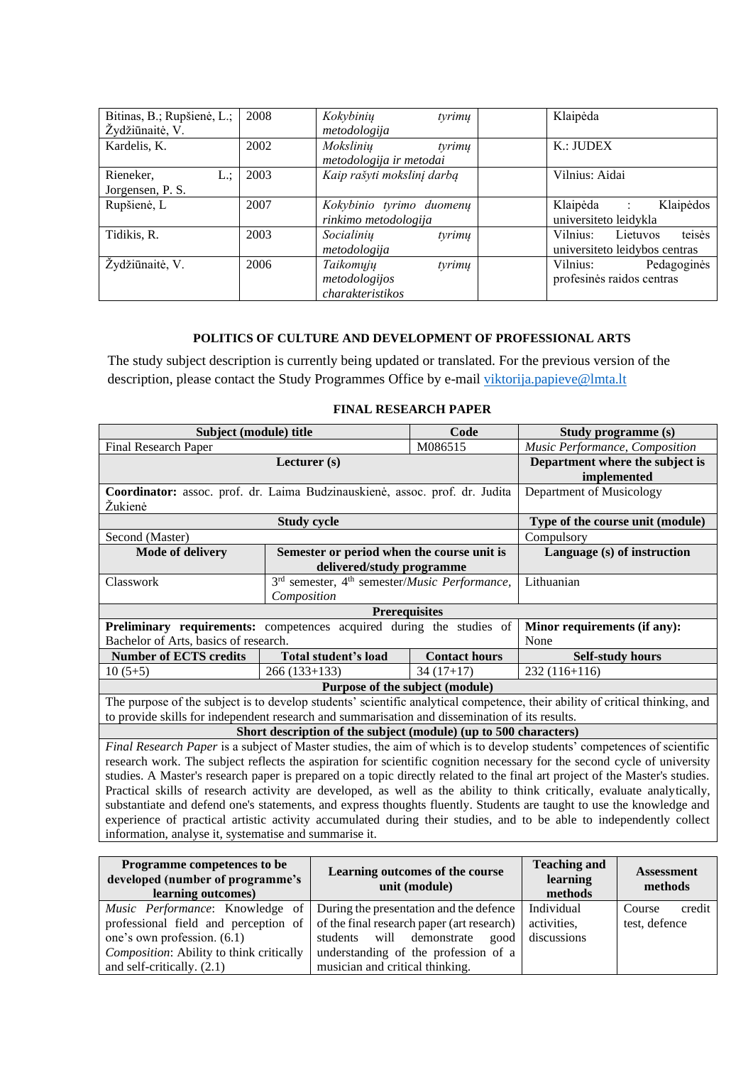| | | | | |
|---|---|---|---|---|
| Bitinas, B.; Rupšienė, L.; Žydžiūnaitė, V. | 2008 | *Kokybinių tyrimų metodologija* | | Klaipėda |
| Kardelis, K. | 2002 | *Mokslinių tyrimų metodologija ir metodai* | | K.: JUDEX |
| Rieneker, L.; Jorgensen, P. S. | 2003 | *Kaip rašyti mokslinį darbą* | | Vilnius: Aidai |
| Rupšienė, L | 2007 | *Kokybinio tyrimo duomenų rinkimo metodologija* | | Klaipėda : Klaipėdos universiteto leidykla |
| Tidikis, R. | 2003 | *Socialinių tyrimų metodologija* | | Vilnius: Lietuvos teisės universiteto leidybos centras |
| Žydžiūnaitė, V. | 2006 | *Taikomųjų metodologijos charakteristikos* | | Vilnius: Pedagoginės profesinės raidos centras |

### POLITICS OF CULTURE AND DEVELOPMENT OF PROFESSIONAL ARTS

The study subject description is currently being updated or translated. For the previous version of the description, please contact the Study Programmes Office by e-mail viktorija.papieve@lmta.lt

### FINAL RESEARCH PAPER

| Subject (module) title | | Code | Study programme (s) |
|---|---|---|---|
| Final Research Paper | | M086515 | *Music Performance, Composition* |
| Lecturer (s) | | | Department where the subject is implemented |
| **Coordinator:** assoc. prof. dr. Laima Budzinauskienė, assoc. prof. dr. Judita Žukienė | | | Department of Musicology |
| Study cycle | | | Type of the course unit (module) |
| Second (Master) | | | Compulsory |
| Mode of delivery | Semester or period when the course unit is delivered/study programme | | Language (s) of instruction |
| Classwork | 3rd semester, 4th semester/*Music Performance, Composition* | | Lithuanian |
| Prerequisites | | | |
| **Preliminary requirements:** competences acquired during the studies of Bachelor of Arts, basics of research. | | | **Minor requirements (if any):** None |
| Number of ECTS credits | Total student's load | Contact hours | Self-study hours |
| 10 (5+5) | 266 (133+133) | 34 (17+17) | 232 (116+116) |
| Purpose of the subject (module) | | | |
| The purpose of the subject is to develop students' scientific analytical competence, their ability of critical thinking, and to provide skills for independent research and summarisation and dissemination of its results. | | | |
| Short description of the subject (module) (up to 500 characters) | | | |
| *Final Research Paper* is a subject of Master studies, the aim of which is to develop students' competences of scientific research work. The subject reflects the aspiration for scientific cognition necessary for the second cycle of university studies. A Master's research paper is prepared on a topic directly related to the final art project of the Master's studies. Practical skills of research activity are developed, as well as the ability to think critically, evaluate analytically, substantiate and defend one's statements, and express thoughts fluently. Students are taught to use the knowledge and experience of practical artistic activity accumulated during their studies, and to be able to independently collect information, analyse it, systematise and summarise it. | | | |

| Programme competences to be developed (number of programme's learning outcomes) | Learning outcomes of the course unit (module) | Teaching and learning methods | Assessment methods |
|---|---|---|---|
| *Music Performance*: Knowledge of professional field and perception of one's own profession. (6.1)<br>*Composition*: Ability to think critically and self-critically. (2.1) | During the presentation and the defence of the final research paper (art research) students will demonstrate good understanding of the profession of a musician and critical thinking. | Individual activities, discussions | Course credit test, defence |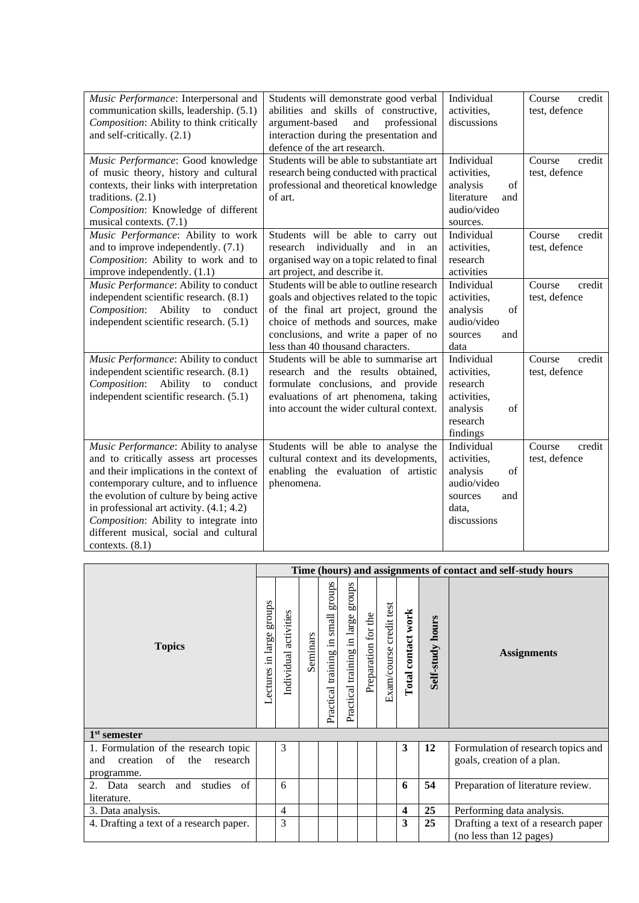| *Music Performance*: Interpersonal and communication skills, leadership. (5.1)<br>*Composition*: Ability to think critically and self-critically. (2.1) | Students will demonstrate good verbal abilities and skills of constructive, argument-based and professional interaction during the presentation and defence of the art research. | Individual activities, discussions | Course credit test, defence |
|---|---|---|---|
| *Music Performance*: Good knowledge of music theory, history and cultural contexts, their links with interpretation traditions. (2.1)<br>*Composition*: Knowledge of different musical contexts. (7.1) | Students will be able to substantiate art research being conducted with practical professional and theoretical knowledge of art. | Individual activities, analysis of literature and audio/video sources. | Course credit test, defence |
| *Music Performance*: Ability to work and to improve independently. (7.1)<br>*Composition*: Ability to work and to improve independently. (1.1) | Students will be able to carry out research individually and in an organised way on a topic related to final art project, and describe it. | Individual activities, research activities | Course credit test, defence |
| *Music Performance*: Ability to conduct independent scientific research. (8.1)<br>*Composition*: Ability to conduct independent scientific research. (5.1) | Students will be able to outline research goals and objectives related to the topic of the final art project, ground the choice of methods and sources, make conclusions, and write a paper of no less than 40 thousand characters. | Individual activities, analysis of audio/video sources and data | Course credit test, defence |
| *Music Performance*: Ability to conduct independent scientific research. (8.1)<br>*Composition*: Ability to conduct independent scientific research. (5.1) | Students will be able to summarise art research and the results obtained, formulate conclusions, and provide evaluations of art phenomena, taking into account the wider cultural context. | Individual activities, research activities, analysis of research findings | Course credit test, defence |
| *Music Performance*: Ability to analyse and to critically assess art processes and their implications in the context of contemporary culture, and to influence the evolution of culture by being active in professional art activity. (4.1; 4.2)<br>*Composition*: Ability to integrate into different musical, social and cultural contexts. (8.1) | Students will be able to analyse the cultural context and its developments, enabling the evaluation of artistic phenomena. | Individual activities, analysis of audio/video sources and data, discussions | Course credit test, defence |

| Topics | Time (hours) and assignments of contact and self-study hours | | | | | | | | | |
|---|---|---|---|---|---|---|---|---|---|---|
| | Lectures in large groups | Individual activities | Seminars | Practical training in small groups | Practical training in large groups | Preparation for the | Exam/course credit test | **Total contact work** | **Self-study hours** | **Assignments** |
| **1st semester** | | | | | | | | | | |
| 1. Formulation of the research topic and creation of the research programme. | | 3 | | | | | | **3** | **12** | Formulation of research topics and goals, creation of a plan. |
| 2. Data search and studies of literature. | | 6 | | | | | | **6** | **54** | Preparation of literature review. |
| 3. Data analysis. | | 4 | | | | | | **4** | **25** | Performing data analysis. |
| 4. Drafting a text of a research paper. | | 3 | | | | | | **3** | **25** | Drafting a text of a research paper (no less than 12 pages) |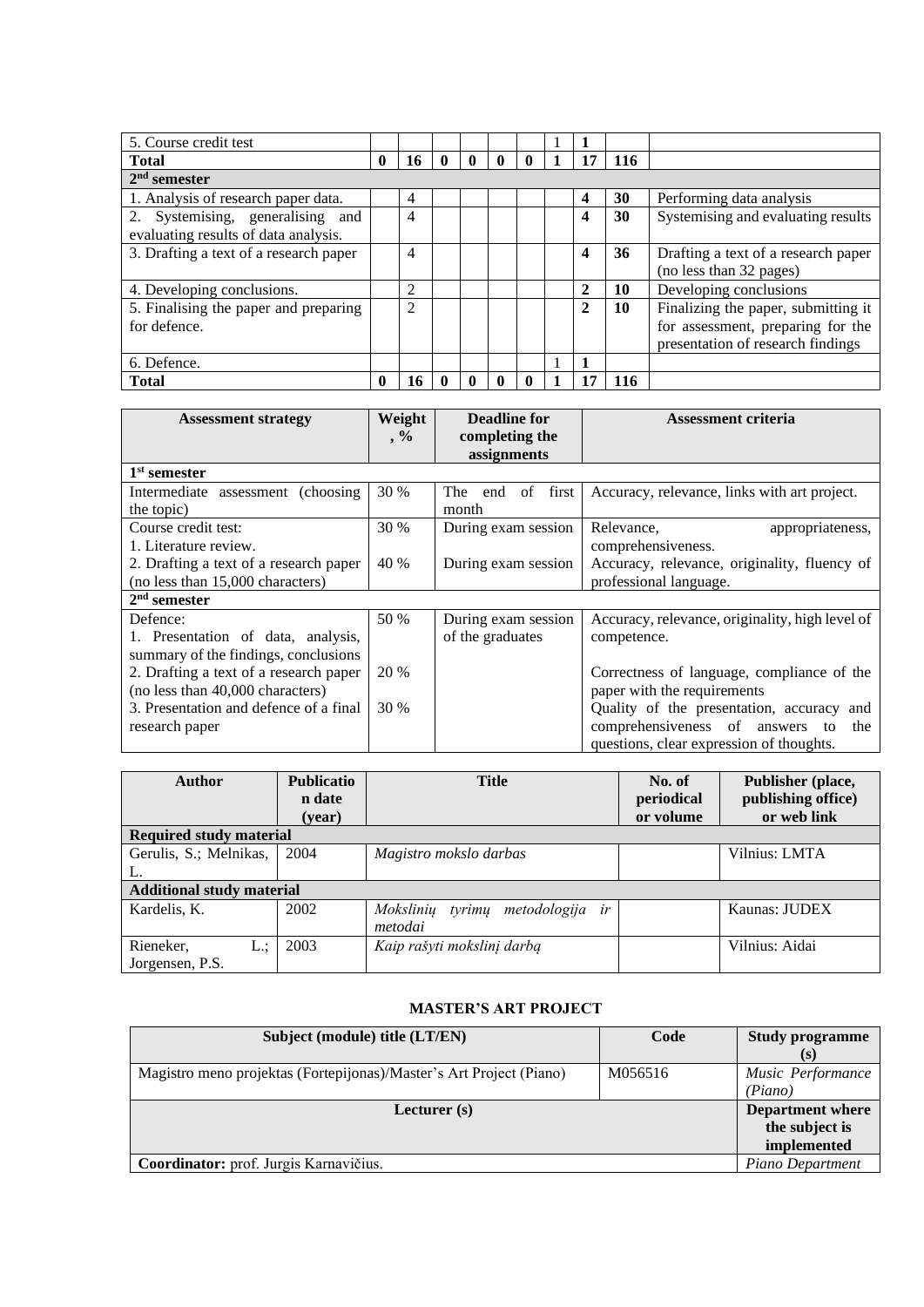| | | | | | | | | | | |
|---|---|---|---|---|---|---|---|---|---|---|
| 5. Course credit test | | | | | | | 1 | **1** | | |
| **Total** | **0** | **16** | **0** | **0** | **0** | **0** | **1** | **17** | **116** | |
| **2nd semester** | | | | | | | | | | |
| 1. Analysis of research paper data. | | 4 | | | | | | **4** | **30** | Performing data analysis |
| 2. Systemising, generalising and evaluating results of data analysis. | | 4 | | | | | | **4** | **30** | Systemising and evaluating results |
| 3. Drafting a text of a research paper | | 4 | | | | | | **4** | **36** | Drafting a text of a research paper (no less than 32 pages) |
| 4. Developing conclusions. | | 2 | | | | | | **2** | **10** | Developing conclusions |
| 5. Finalising the paper and preparing for defence. | | 2 | | | | | | **2** | **10** | Finalizing the paper, submitting it for assessment, preparing for the presentation of research findings |
| 6. Defence. | | | | | | | 1 | **1** | | |
| **Total** | **0** | **16** | **0** | **0** | **0** | **0** | **1** | **17** | **116** | |

| Assessment strategy | Weight, % | Deadline for completing the assignments | Assessment criteria |
|---|---|---|---|
| **1st semester** | | | |
| Intermediate assessment (choosing the topic) | 30 % | The end of first month | Accuracy, relevance, links with art project. |
| Course credit test:<br>1. Literature review. | 30 % | During exam session | Relevance, appropriateness, comprehensiveness. |
| 2. Drafting a text of a research paper (no less than 15,000 characters) | 40 % | During exam session | Accuracy, relevance, originality, fluency of professional language. |
| **2nd semester** | | | |
| Defence:<br>1. Presentation of data, analysis, summary of the findings, conclusions | 50 % | During exam session of the graduates | Accuracy, relevance, originality, high level of competence. |
| 2. Drafting a text of a research paper (no less than 40,000 characters) | 20 % | | Correctness of language, compliance of the paper with the requirements |
| 3. Presentation and defence of a final research paper | 30 % | | Quality of the presentation, accuracy and comprehensiveness of answers to the questions, clear expression of thoughts. |

| Author | Publication date (year) | Title | No. of periodical or volume | Publisher (place, publishing office) or web link |
|---|---|---|---|---|
| **Required study material** | | | | |
| Gerulis, S.; Melnikas, L. | 2004 | *Magistro mokslo darbas* | | Vilnius: LMTA |
| **Additional study material** | | | | |
| Kardelis, K. | 2002 | *Mokslinių tyrimų metodologija ir metodai* | | Kaunas: JUDEX |
| Rieneker, L.; Jorgensen, P.S. | 2003 | *Kaip rašyti mokslinį darbą* | | Vilnius: Aidai |

## MASTER'S ART PROJECT

| Subject (module) title (LT/EN) | Code | Study programme (s) |
|---|---|---|
| Magistro meno projektas (Fortepijonas)/Master's Art Project (Piano) | M056516 | *Music Performance (Piano)* |
| **Lecturer (s)** | | **Department where the subject is implemented** |
| **Coordinator:** prof. Jurgis Karnavičius. | | *Piano Department* |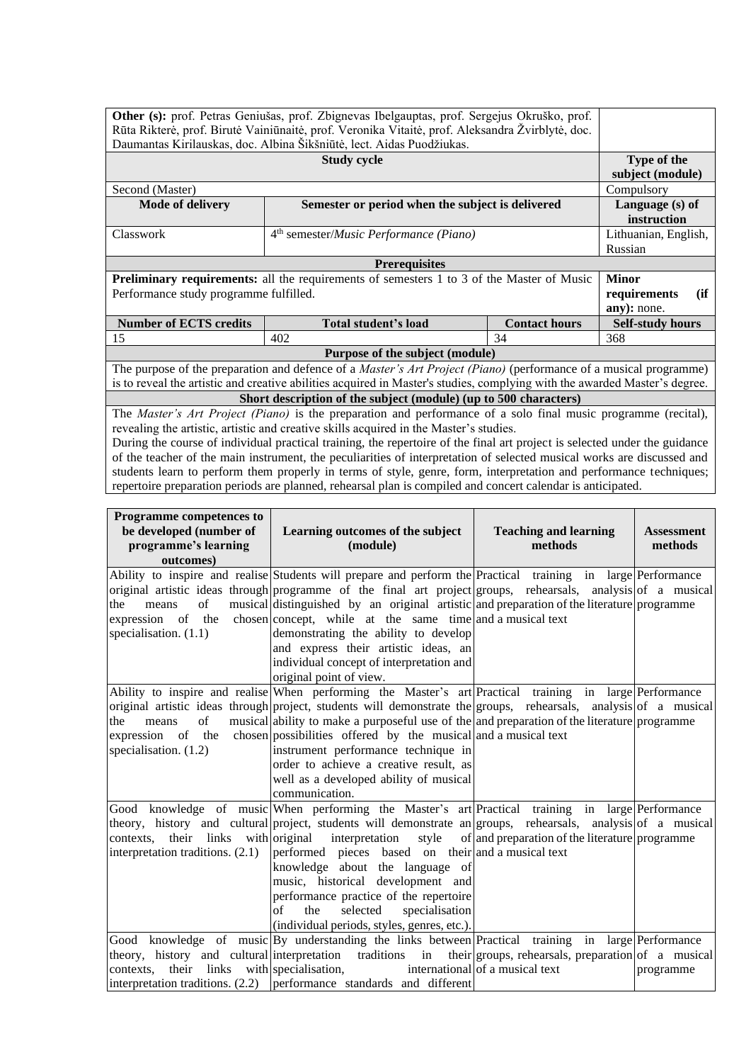| | | | |
|---|---|---|---|
| **Other (s):** prof. Petras Geniušas, prof. Zbignevas Ibelgauptas, prof. Sergejus Okruško, prof. Rūta Rikterė, prof. Birutė Vainiūnaitė, prof. Veronika Vitaitė, prof. Aleksandra Žvirblytė, doc. Daumantas Kirilauskas, doc. Albina Šikšniūtė, lect. Aidas Puodžiukas. | | | |
| **Study cycle** | | | **Type of the subject (module)** |
| Second (Master) | | | Compulsory |
| **Mode of delivery** | **Semester or period when the subject is delivered** | | **Language (s) of instruction** |
| Classwork | 4th semester/*Music Performance (Piano)* | | Lithuanian, English, Russian |
| **Prerequisites** | | | |
| **Preliminary requirements:** all the requirements of semesters 1 to 3 of the Master of Music Performance study programme fulfilled. | | | **Minor requirements (if any):** none. |
| **Number of ECTS credits** | **Total student's load** | **Contact hours** | **Self-study hours** |
| 15 | 402 | 34 | 368 |
| **Purpose of the subject (module)** | | | |
| The purpose of the preparation and defence of a *Master's Art Project (Piano)* (performance of a musical programme) is to reveal the artistic and creative abilities acquired in Master's studies, complying with the awarded Master's degree. | | | |
| **Short description of the subject (module) (up to 500 characters)** | | | |
| The *Master's Art Project (Piano)* is the preparation and performance of a solo final music programme (recital), revealing the artistic, artistic and creative skills acquired in the Master's studies. During the course of individual practical training, the repertoire of the final art project is selected under the guidance of the teacher of the main instrument, the peculiarities of interpretation of selected musical works are discussed and students learn to perform them properly in terms of style, genre, form, interpretation and performance techniques; repertoire preparation periods are planned, rehearsal plan is compiled and concert calendar is anticipated. | | | |

| Programme competences to be developed (number of programme's learning outcomes) | Learning outcomes of the subject (module) | Teaching and learning methods | Assessment methods |
|---|---|---|---|
| Ability to inspire and realise original artistic ideas through the means of musical expression of the chosen specialisation. (1.1) | Students will prepare and perform the programme of the final art project distinguished by an original artistic concept, while at the same time demonstrating the ability to develop and express their artistic ideas, an individual concept of interpretation and original point of view. | Practical training in large groups, rehearsals, analysis and preparation of the literature and a musical text | Performance of a musical programme |
| Ability to inspire and realise original artistic ideas through the means of musical expression of the chosen specialisation. (1.2) | When performing the Master's art project, students will demonstrate the ability to make a purposeful use of the possibilities offered by the musical instrument performance technique in order to achieve a creative result, as well as a developed ability of musical communication. | Practical training in large groups, rehearsals, analysis and preparation of the literature and a musical text | Performance of a musical programme |
| Good knowledge of music theory, history and cultural contexts, their links with interpretation traditions. (2.1) | When performing the Master's art project, students will demonstrate an original interpretation style of performed pieces based on their knowledge about the language of music, historical development and performance practice of the repertoire of the selected specialisation (individual periods, styles, genres, etc.). | Practical training in large groups, rehearsals, analysis and preparation of the literature and a musical text | Performance of a musical programme |
| Good knowledge of music theory, history and cultural contexts, their links with interpretation traditions. (2.2) | By understanding the links between interpretation traditions in their specialisation, international performance standards and different | Practical training in large groups, rehearsals, preparation of a musical text | Performance of a musical programme |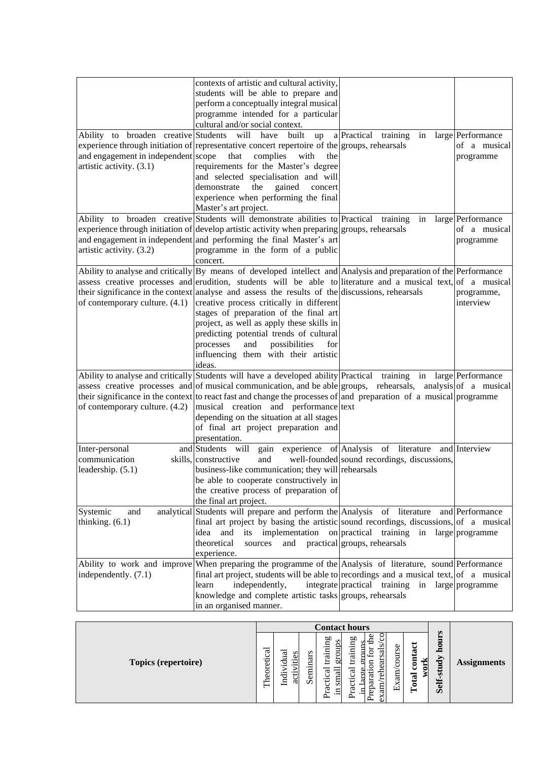| | | | |
|---|---|---|---|
| | contexts of artistic and cultural activity, students will be able to prepare and perform a conceptually integral musical programme intended for a particular cultural and/or social context. | | |
| Ability to broaden creative experience through initiation of and engagement in independent artistic activity. (3.1) | Students will have built up a representative concert repertoire of the scope that complies with the requirements for the Master's degree and selected specialisation and will demonstrate the gained concert experience when performing the final Master's art project. | Practical training in large groups, rehearsals | Performance of a musical programme |
| Ability to broaden creative experience through initiation of and engagement in independent artistic activity. (3.2) | Students will demonstrate abilities to develop artistic activity when preparing and performing the final Master's art programme in the form of a public concert. | Practical training in large groups, rehearsals | Performance of a musical programme |
| Ability to analyse and critically assess creative processes and their significance in the context of contemporary culture. (4.1) | By means of developed intellect and erudition, students will be able to analyse and assess the results of the creative process critically in different stages of preparation of the final art project, as well as apply these skills in predicting potential trends of cultural processes and possibilities for influencing them with their artistic ideas. | Analysis and preparation of the literature and a musical text, discussions, rehearsals | Performance of a musical programme, interview |
| Ability to analyse and critically assess creative processes and their significance in the context of contemporary culture. (4.2) | Students will have a developed ability of musical communication, and be able to react fast and change the processes of musical creation and performance depending on the situation at all stages of final art project preparation and presentation. | Practical training in large groups, rehearsals, analysis and preparation of a musical text | Performance of a musical programme |
| Inter-personal and communication skills, leadership. (5.1) | Students will gain experience of constructive and well-founded business-like communication; they will be able to cooperate constructively in the creative process of preparation of the final art project. | Analysis of literature and sound recordings, discussions, rehearsals | Interview |
| Systemic and analytical thinking. (6.1) | Students will prepare and perform the final art project by basing the artistic idea and its implementation on theoretical sources and practical experience. | Analysis of literature and sound recordings, discussions, practical training in large groups, rehearsals | Performance of a musical programme |
| Ability to work and improve independently. (7.1) | When preparing the programme of the final art project, students will be able to learn independently, integrate knowledge and complete artistic tasks in an organised manner. | Analysis of literature, sound recordings and a musical text, practical training in large groups, rehearsals | Performance of a musical programme |

| Topics (repertoire) | Contact hours | | | | | | | | Self-study hours | Assignments |
|---|---|---|---|---|---|---|---|---|---|---|
| | Theoretical | Individual activities | Seminars | Practical training in small groups | Practical training in large groups | Preparation for the exam/rehearsals/co | Exam/course | Total contact work | | |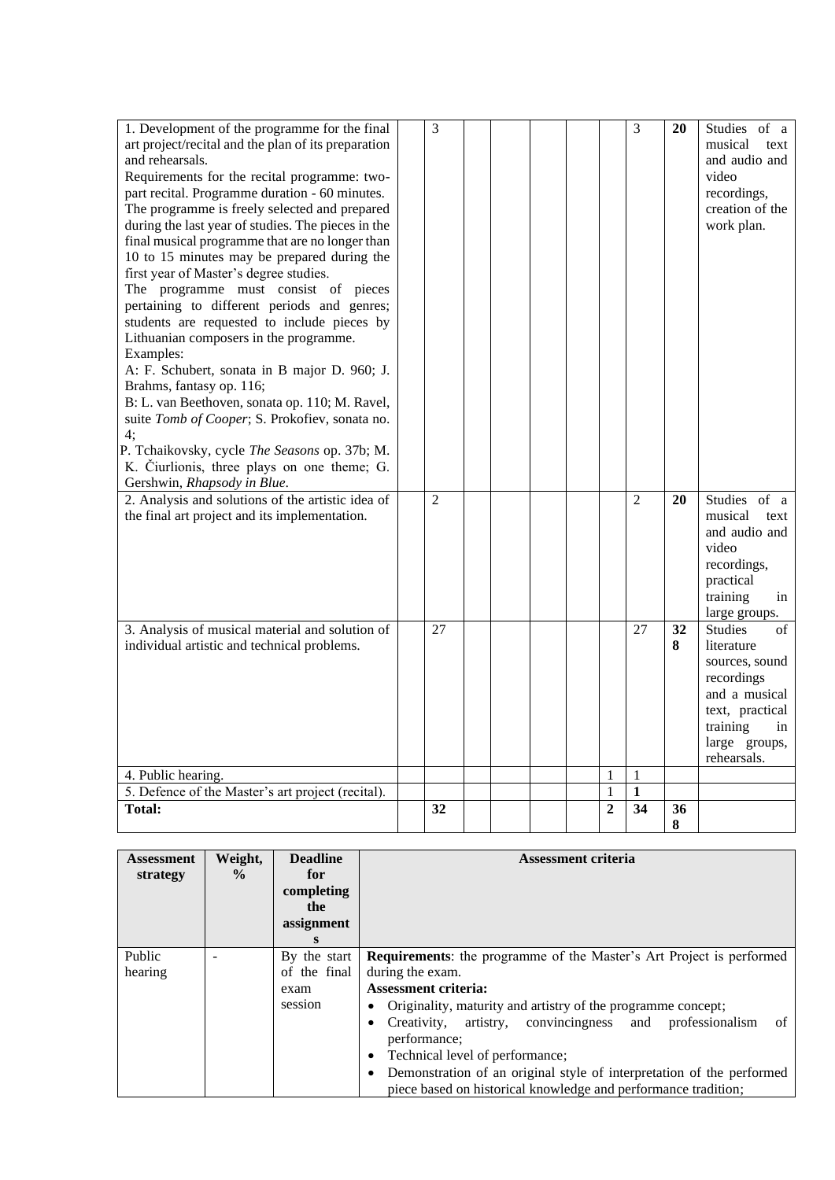| | | | | | | | | | | |
|---|---|---|---|---|---|---|---|---|---|---|
| 1. Development of the programme for the final art project/recital and the plan of its preparation and rehearsals.<br>Requirements for the recital programme: two-part recital. Programme duration - 60 minutes. The programme is freely selected and prepared during the last year of studies. The pieces in the final musical programme that are no longer than 10 to 15 minutes may be prepared during the first year of Master's degree studies.<br>The programme must consist of pieces pertaining to different periods and genres; students are requested to include pieces by Lithuanian composers in the programme.<br>Examples:<br>A: F. Schubert, sonata in B major D. 960; J. Brahms, fantasy op. 116;<br>B: L. van Beethoven, sonata op. 110; M. Ravel, suite *Tomb of Cooper*; S. Prokofiev, sonata no. 4;<br>P. Tchaikovsky, cycle *The Seasons* op. 37b; M. K. Čiurlionis, three plays on one theme; G. Gershwin, *Rhapsody in Blue*. | | 3 | | | | | | 3 | **20** | Studies of a musical text and audio and video recordings, creation of the work plan. |
| 2. Analysis and solutions of the artistic idea of the final art project and its implementation. | | 2 | | | | | | 2 | **20** | Studies of a musical text and audio and video recordings, practical training in large groups. |
| 3. Analysis of musical material and solution of individual artistic and technical problems. | | 27 | | | | | | 27 | **328** | Studies of literature sources, sound recordings and a musical text, practical training in large groups, rehearsals. |
| 4. Public hearing. | | | | | | | 1 | 1 | | |
| 5. Defence of the Master's art project (recital). | | | | | | | 1 | **1** | | |
| **Total:** | | **32** | | | | | **2** | **34** | **368** | |

| Assessment strategy | Weight, % | Deadline for completing the assignments | Assessment criteria |
|---|---|---|---|
| Public hearing | - | By the start of the final exam session | **Requirements**: the programme of the Master's Art Project is performed during the exam.<br>**Assessment criteria:**<br>• Originality, maturity and artistry of the programme concept;<br>• Creativity, artistry, convincingness and professionalism of performance;<br>• Technical level of performance;<br>• Demonstration of an original style of interpretation of the performed piece based on historical knowledge and performance tradition; |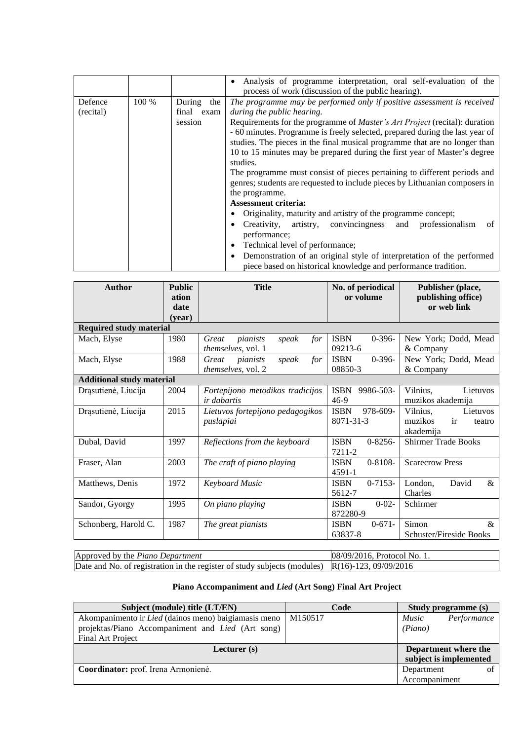| | | | |
|---|---|---|---|
| | | | • Analysis of programme interpretation, oral self-evaluation of the process of work (discussion of the public hearing). |
| Defence (recital) | 100 % | During the final exam session | *The programme may be performed only if positive assessment is received during the public hearing.*<br>Requirements for the programme of *Master's Art Project* (recital): duration - 60 minutes. Programme is freely selected, prepared during the last year of studies. The pieces in the final musical programme that are no longer than 10 to 15 minutes may be prepared during the first year of Master's degree studies.<br>The programme must consist of pieces pertaining to different periods and genres; students are requested to include pieces by Lithuanian composers in the programme.<br>**Assessment criteria:**<br>• Originality, maturity and artistry of the programme concept;<br>• Creativity, artistry, convincingness and professionalism of performance;<br>• Technical level of performance;<br>• Demonstration of an original style of interpretation of the performed piece based on historical knowledge and performance tradition. |

| Author | Publication date (year) | Title | No. of periodical or volume | Publisher (place, publishing office) or web link |
|---|---|---|---|---|
| **Required study material** | | | | |
| Mach, Elyse | 1980 | *Great pianists speak for themselves*, vol. 1 | ISBN 0-396-09213-6 | New York; Dodd, Mead & Company |
| Mach, Elyse | 1988 | *Great pianists speak for themselves*, vol. 2 | ISBN 0-396-08850-3 | New York; Dodd, Mead & Company |
| **Additional study material** | | | | |
| Drąsutienė, Liucija | 2004 | *Fortepijono metodikos tradicijos ir dabartis* | ISBN 9986-503-46-9 | Vilnius, Lietuvos muzikos akademija |
| Drąsutienė, Liucija | 2015 | *Lietuvos fortepijono pedagogikos puslapiai* | ISBN 978-609-8071-31-3 | Vilnius, Lietuvos muzikos ir teatro akademija |
| Dubal, David | 1997 | *Reflections from the keyboard* | ISBN 0-8256-7211-2 | Shirmer Trade Books |
| Fraser, Alan | 2003 | *The craft of piano playing* | ISBN 0-8108-4591-1 | Scarecrow Press |
| Matthews, Denis | 1972 | *Keyboard Music* | ISBN 0-7153-5612-7 | London, David & Charles |
| Sandor, Gyorgy | 1995 | *On piano playing* | ISBN 0-02-872280-9 | Schirmer |
| Schonberg, Harold C. | 1987 | *The great pianists* | ISBN 0-671-63837-8 | Simon & Schuster/Fireside Books |

| | |
|---|---|
| Approved by the *Piano Department* | 08/09/2016, Protocol No. 1. |
| Date and No. of registration in the register of study subjects (modules) | R(16)-123, 09/09/2016 |

## Piano Accompaniment and *Lied* (Art Song) Final Art Project

| Subject (module) title (LT/EN) | Code | Study programme (s) |
|---|---|---|
| Akompanimento ir *Lied* (dainos meno) baigiamasis meno projektas/Piano Accompaniment and *Lied* (Art song) Final Art Project | M150517 | *Music Performance (Piano)* |
| **Lecturer (s)** | | **Department where the subject is implemented** |
| **Coordinator:** prof. Irena Armonienė. | | Department of Accompaniment |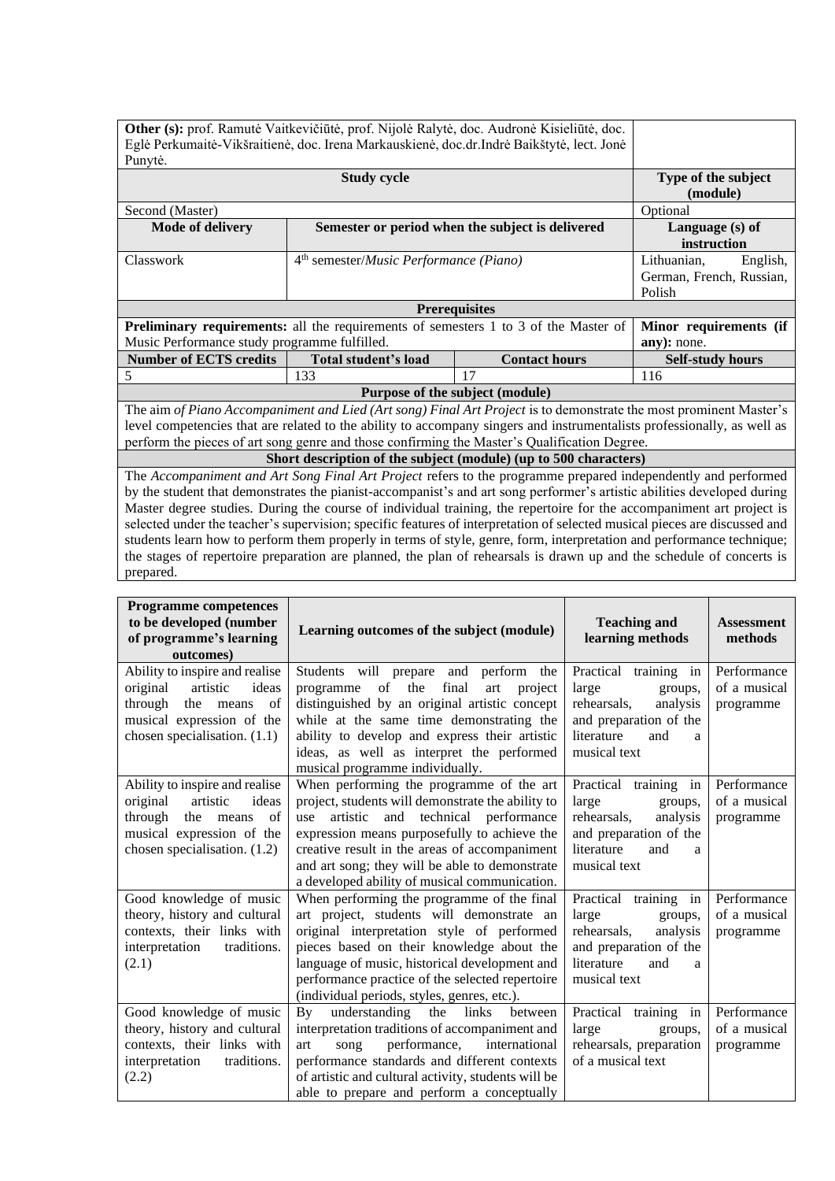| **Other (s):** prof. Ramutė Vaitkevičiūtė, prof. Nijolė Ralytė, doc. Audronė Kisieliūtė, doc. Eglė Perkumaitė-Vikšraitienė, doc. Irena Markauskienė, doc.dr.Indrė Baikštytė, lect. Jonė Punytė. | | | |
|---|---|---|---|
| **Study cycle** | | | **Type of the subject (module)** |
| Second (Master) | | | Optional |
| **Mode of delivery** | **Semester or period when the subject is delivered** | | **Language (s) of instruction** |
| Classwork | 4th semester/*Music Performance (Piano)* | | Lithuanian, English, German, French, Russian, Polish |
| **Prerequisites** | | | |
| **Preliminary requirements:** all the requirements of semesters 1 to 3 of the Master of Music Performance study programme fulfilled. | | | **Minor requirements (if any):** none. |
| **Number of ECTS credits** | **Total student's load** | **Contact hours** | **Self-study hours** |
| 5 | 133 | 17 | 116 |
| **Purpose of the subject (module)** | | | |
| The aim *of Piano Accompaniment and Lied (Art song) Final Art Project* is to demonstrate the most prominent Master's level competencies that are related to the ability to accompany singers and instrumentalists professionally, as well as perform the pieces of art song genre and those confirming the Master's Qualification Degree. | | | |
| **Short description of the subject (module) (up to 500 characters)** | | | |
| The *Accompaniment and Art Song Final Art Project* refers to the programme prepared independently and performed by the student that demonstrates the pianist-accompanist's and art song performer's artistic abilities developed during Master degree studies. During the course of individual training, the repertoire for the accompaniment art project is selected under the teacher's supervision; specific features of interpretation of selected musical pieces are discussed and students learn how to perform them properly in terms of style, genre, form, interpretation and performance technique; the stages of repertoire preparation are planned, the plan of rehearsals is drawn up and the schedule of concerts is prepared. | | | |

| **Programme competences to be developed (number of programme's learning outcomes)** | **Learning outcomes of the subject (module)** | **Teaching and learning methods** | **Assessment methods** |
|---|---|---|---|
| Ability to inspire and realise original artistic ideas through the means of musical expression of the chosen specialisation. (1.1) | Students will prepare and perform the programme of the final art project distinguished by an original artistic concept while at the same time demonstrating the ability to develop and express their artistic ideas, as well as interpret the performed musical programme individually. | Practical training in large groups, rehearsals, analysis and preparation of the literature and a musical text | Performance of a musical programme |
| Ability to inspire and realise original artistic ideas through the means of musical expression of the chosen specialisation. (1.2) | When performing the programme of the art project, students will demonstrate the ability to use artistic and technical performance expression means purposefully to achieve the creative result in the areas of accompaniment and art song; they will be able to demonstrate a developed ability of musical communication. | Practical training in large groups, rehearsals, analysis and preparation of the literature and a musical text | Performance of a musical programme |
| Good knowledge of music theory, history and cultural contexts, their links with interpretation traditions. (2.1) | When performing the programme of the final art project, students will demonstrate an original interpretation style of performed pieces based on their knowledge about the language of music, historical development and performance practice of the selected repertoire (individual periods, styles, genres, etc.). | Practical training in large groups, rehearsals, analysis and preparation of the literature and a musical text | Performance of a musical programme |
| Good knowledge of music theory, history and cultural contexts, their links with interpretation traditions. (2.2) | By understanding the links between interpretation traditions of accompaniment and art song performance, international performance standards and different contexts of artistic and cultural activity, students will be able to prepare and perform a conceptually | Practical training in large groups, rehearsals, preparation of a musical text | Performance of a musical programme |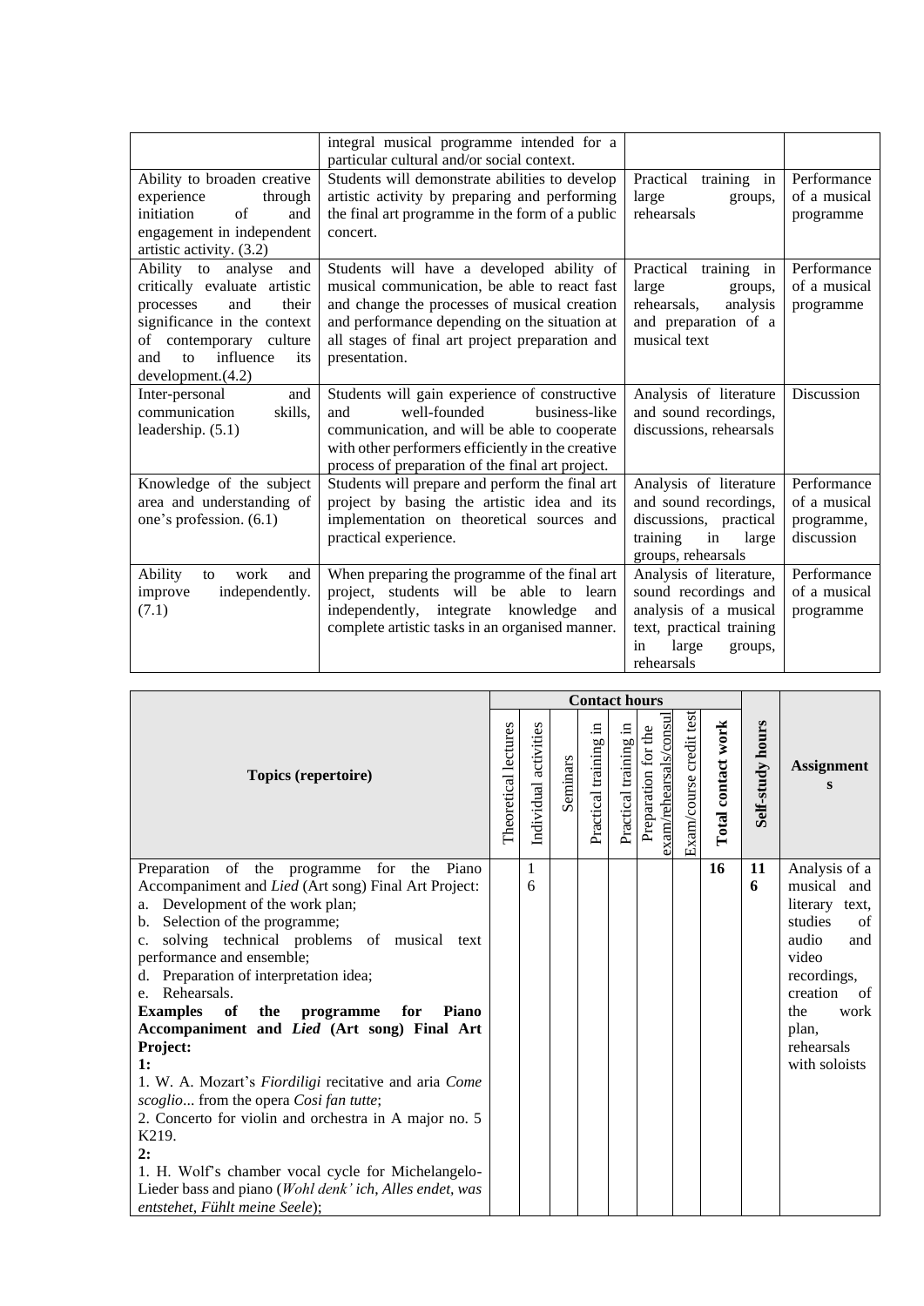|  | integral musical programme intended for a particular cultural and/or social context. |  |  |
|---|---|---|---|
| Ability to broaden creative experience through initiation of and engagement in independent artistic activity. (3.2) | Students will demonstrate abilities to develop artistic activity by preparing and performing the final art programme in the form of a public concert. | Practical training in large groups, rehearsals | Performance of a musical programme |
| Ability to analyse and critically evaluate artistic processes and their significance in the context of contemporary culture and to influence its development.(4.2) | Students will have a developed ability of musical communication, be able to react fast and change the processes of musical creation and performance depending on the situation at all stages of final art project preparation and presentation. | Practical training in large groups, rehearsals, analysis and preparation of a musical text | Performance of a musical programme |
| Inter-personal and communication skills, leadership. (5.1) | Students will gain experience of constructive and well-founded business-like communication, and will be able to cooperate with other performers efficiently in the creative process of preparation of the final art project. | Analysis of literature and sound recordings, discussions, rehearsals | Discussion |
| Knowledge of the subject area and understanding of one's profession. (6.1) | Students will prepare and perform the final art project by basing the artistic idea and its implementation on theoretical sources and practical experience. | Analysis of literature and sound recordings, discussions, practical training in large groups, rehearsals | Performance of a musical programme, discussion |
| Ability to work and improve independently. (7.1) | When preparing the programme of the final art project, students will be able to learn independently, integrate knowledge and complete artistic tasks in an organised manner. | Analysis of literature, sound recordings and analysis of a musical text, practical training in large groups, rehearsals | Performance of a musical programme |

| Topics (repertoire) | Contact hours | | | | | | | | Self-study hours | Assignments |
|---|---|---|---|---|---|---|---|---|---|---|
| | Theoretical lectures | Individual activities | Seminars | Practical training in | Practical training in | Preparation for the exam/rehearsals/consul | Exam/course credit test | **Total contact work** | | |
| Preparation of the programme for the Piano Accompaniment and *Lied* (Art song) Final Art Project:<br>a. Development of the work plan;<br>b. Selection of the programme;<br>c. solving technical problems of musical text performance and ensemble;<br>d. Preparation of interpretation idea;<br>e. Rehearsals.<br>**Examples of the programme for Piano Accompaniment and *Lied* (Art song) Final Art Project:**<br>**1:**<br>1. W. A. Mozart's *Fiordiligi* recitative and aria *Come scoglio*... from the opera *Cosi fan tutte*;<br>2. Concerto for violin and orchestra in A major no. 5 K219.<br>**2:**<br>1. H. Wolf's chamber vocal cycle for Michelangelo-Lieder bass and piano (*Wohl denk' ich*, *Alles endet, was entstehet*, *Fühlt meine Seele*); | | 16 | | | | | | **16** | **116** | Analysis of a musical and literary text, studies of audio and video recordings, creation of the work plan, rehearsals with soloists |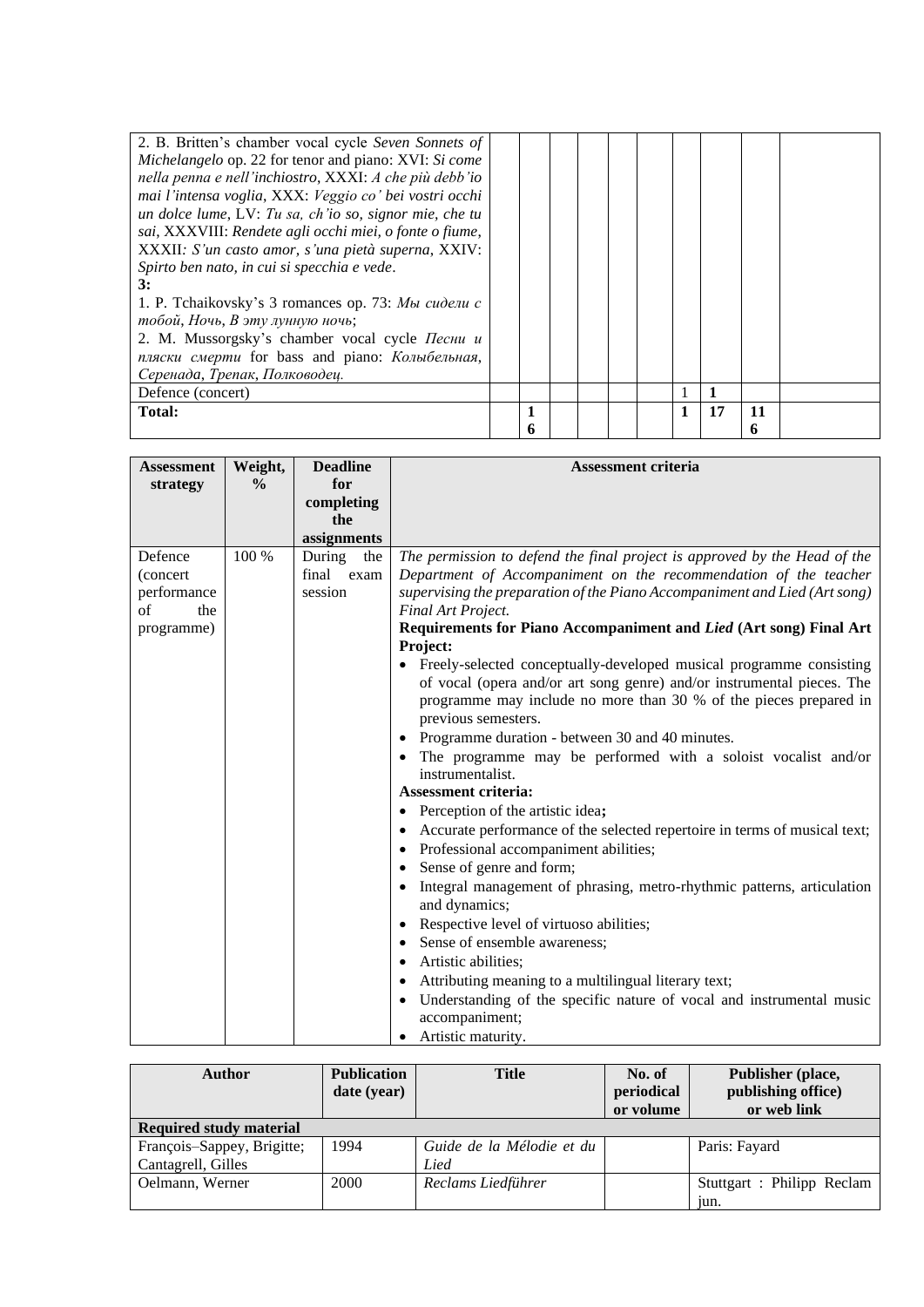| | | | | | | | | | | |
|---|---|---|---|---|---|---|---|---|---|---|
| 2. B. Britten's chamber vocal cycle *Seven Sonnets of Michelangelo* op. 22 for tenor and piano: XVI: *Si come nella penna e nell'inchiostro*, XXXI: *A che più debb'io mai l'intensa voglia*, XXX: *Veggio co' bei vostri occhi un dolce lume*, LV: *Tu sa, ch'io so, signor mie, che tu sai*, XXXVIII: *Rendete agli occhi miei, o fonte o fiume*, XXXII: *S'un casto amor, s'una pietà superna*, XXIV: *Spirto ben nato, in cui si specchia e vede*.<br>**3:**<br>1. P. Tchaikovsky's 3 romances op. 73: *Мы сидели с тобой*, *Ночь*, *В эту лунную ночь*;<br>2. M. Mussorgsky's chamber vocal cycle *Песни и пляски смерти* for bass and piano: *Колыбельная*, *Серенада*, *Трепак*, *Полководец*. | | | | | | | | | | |
| Defence (concert) | | | | | | | 1 | **1** | | |
| **Total:** | | **16** | | | | | **1** | **17** | **116** | |

| Assessment strategy | Weight, % | Deadline for completing the assignments | Assessment criteria |
|---|---|---|---|
| Defence (concert performance of the programme) | 100 % | During the final exam session | *The permission to defend the final project is approved by the Head of the Department of Accompaniment on the recommendation of the teacher supervising the preparation of the Piano Accompaniment and Lied (Art song) Final Art Project.*<br>**Requirements for Piano Accompaniment and *Lied* (Art song) Final Art Project:**<br>• Freely-selected conceptually-developed musical programme consisting of vocal (opera and/or art song genre) and/or instrumental pieces. The programme may include no more than 30 % of the pieces prepared in previous semesters.<br>• Programme duration - between 30 and 40 minutes.<br>• The programme may be performed with a soloist vocalist and/or instrumentalist.<br>**Assessment criteria:**<br>• Perception of the artistic idea**;**<br>• Accurate performance of the selected repertoire in terms of musical text;<br>• Professional accompaniment abilities;<br>• Sense of genre and form;<br>• Integral management of phrasing, metro-rhythmic patterns, articulation and dynamics;<br>• Respective level of virtuoso abilities;<br>• Sense of ensemble awareness;<br>• Artistic abilities;<br>• Attributing meaning to a multilingual literary text;<br>• Understanding of the specific nature of vocal and instrumental music accompaniment;<br>• Artistic maturity. |

| Author | Publication date (year) | Title | No. of periodical or volume | Publisher (place, publishing office) or web link |
|---|---|---|---|---|
| **Required study material** | | | | |
| François–Sappey, Brigitte; Cantagrell, Gilles | 1994 | *Guide de la Mélodie et du Lied* | | Paris: Fayard |
| Oelmann, Werner | 2000 | *Reclams Liedführer* | | Stuttgart : Philipp Reclam jun. |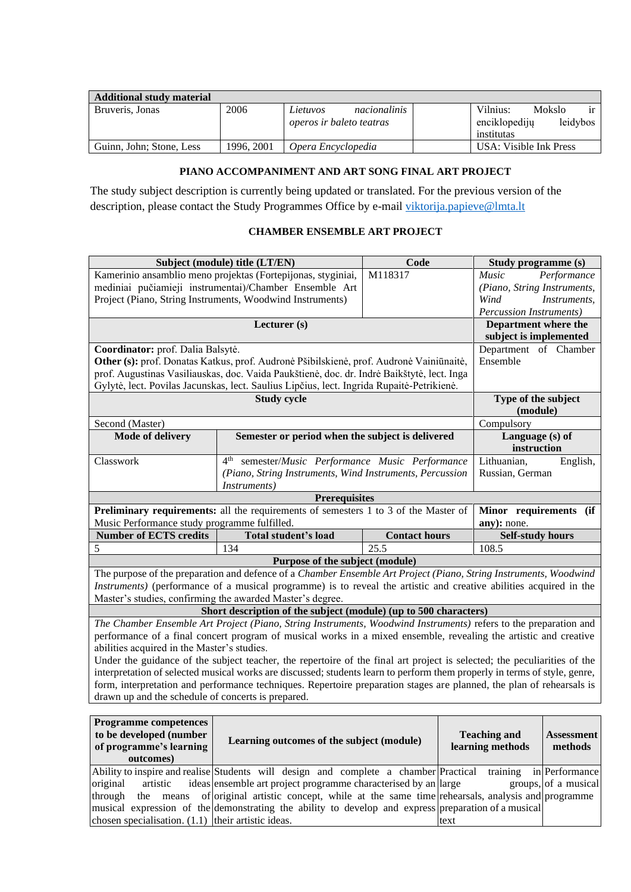| Additional study material | | | | |
|---|---|---|---|---|
| Bruveris, Jonas | 2006 | *Lietuvos nacionalinis operos ir baleto teatras* | | Vilnius: Mokslo ir enciklopedijų leidybos institutas |
| Guinn, John; Stone, Less | 1996, 2001 | *Opera Encyclopedia* | | USA: Visible Ink Press |

**PIANO ACCOMPANIMENT AND ART SONG FINAL ART PROJECT**

The study subject description is currently being updated or translated. For the previous version of the description, please contact the Study Programmes Office by e-mail viktorija.papieve@lmta.lt

**CHAMBER ENSEMBLE ART PROJECT**

| Subject (module) title (LT/EN) | | Code | Study programme (s) |
|---|---|---|---|
| Kamerinio ansamblio meno projektas (Fortepijonas, styginiai, mediniai pučiamieji instrumentai)/Chamber Ensemble Art Project (Piano, String Instruments, Woodwind Instruments) | | M118317 | *Music Performance (Piano, String Instruments, Wind Instruments, Percussion Instruments)* |
| **Lecturer (s)** | | | **Department where the subject is implemented** |
| **Coordinator:** prof. Dalia Balsytė. **Other (s):** prof. Donatas Katkus, prof. Audronė Pšibilskienė, prof. Audronė Vainiūnaitė, prof. Augustinas Vasiliauskas, doc. Vaida Paukštienė, doc. dr. Indrė Baikštytė, lect. Inga Gylytė, lect. Povilas Jacunskas, lect. Saulius Lipčius, lect. Ingrida Rupaitė-Petrikienė. | | | Department of Chamber Ensemble |
| **Study cycle** | | | **Type of the subject (module)** |
| Second (Master) | | | Compulsory |
| **Mode of delivery** | **Semester or period when the subject is delivered** | | **Language (s) of instruction** |
| Classwork | 4th semester/*Music Performance Music Performance (Piano, String Instruments, Wind Instruments, Percussion Instruments)* | | Lithuanian, English, Russian, German |
| **Prerequisites** | | | |
| **Preliminary requirements:** all the requirements of semesters 1 to 3 of the Master of Music Performance study programme fulfilled. | | | **Minor requirements (if any):** none. |
| **Number of ECTS credits** | **Total student's load** | **Contact hours** | **Self-study hours** |
| 5 | 134 | 25.5 | 108.5 |
| **Purpose of the subject (module)** | | | |
| The purpose of the preparation and defence of a *Chamber Ensemble Art Project (Piano, String Instruments, Woodwind Instruments)* (performance of a musical programme) is to reveal the artistic and creative abilities acquired in the Master's studies, confirming the awarded Master's degree. | | | |
| **Short description of the subject (module) (up to 500 characters)** | | | |
| *The Chamber Ensemble Art Project (Piano, String Instruments, Woodwind Instruments)* refers to the preparation and performance of a final concert program of musical works in a mixed ensemble, revealing the artistic and creative abilities acquired in the Master's studies. Under the guidance of the subject teacher, the repertoire of the final art project is selected; the peculiarities of the interpretation of selected musical works are discussed; students learn to perform them properly in terms of style, genre, form, interpretation and performance techniques. Repertoire preparation stages are planned, the plan of rehearsals is drawn up and the schedule of concerts is prepared. | | | |

| Programme competences to be developed (number of programme's learning outcomes) | Learning outcomes of the subject (module) | Teaching and learning methods | Assessment methods |
|---|---|---|---|
| Ability to inspire and realise original artistic ideas through the means of musical expression of the chosen specialisation. (1.1) | Students will design and complete a chamber ensemble art project programme characterised by an original artistic concept, while at the same time demonstrating the ability to develop and express their artistic ideas. | Practical training in large groups, rehearsals, analysis and preparation of a musical text | Performance of a musical programme |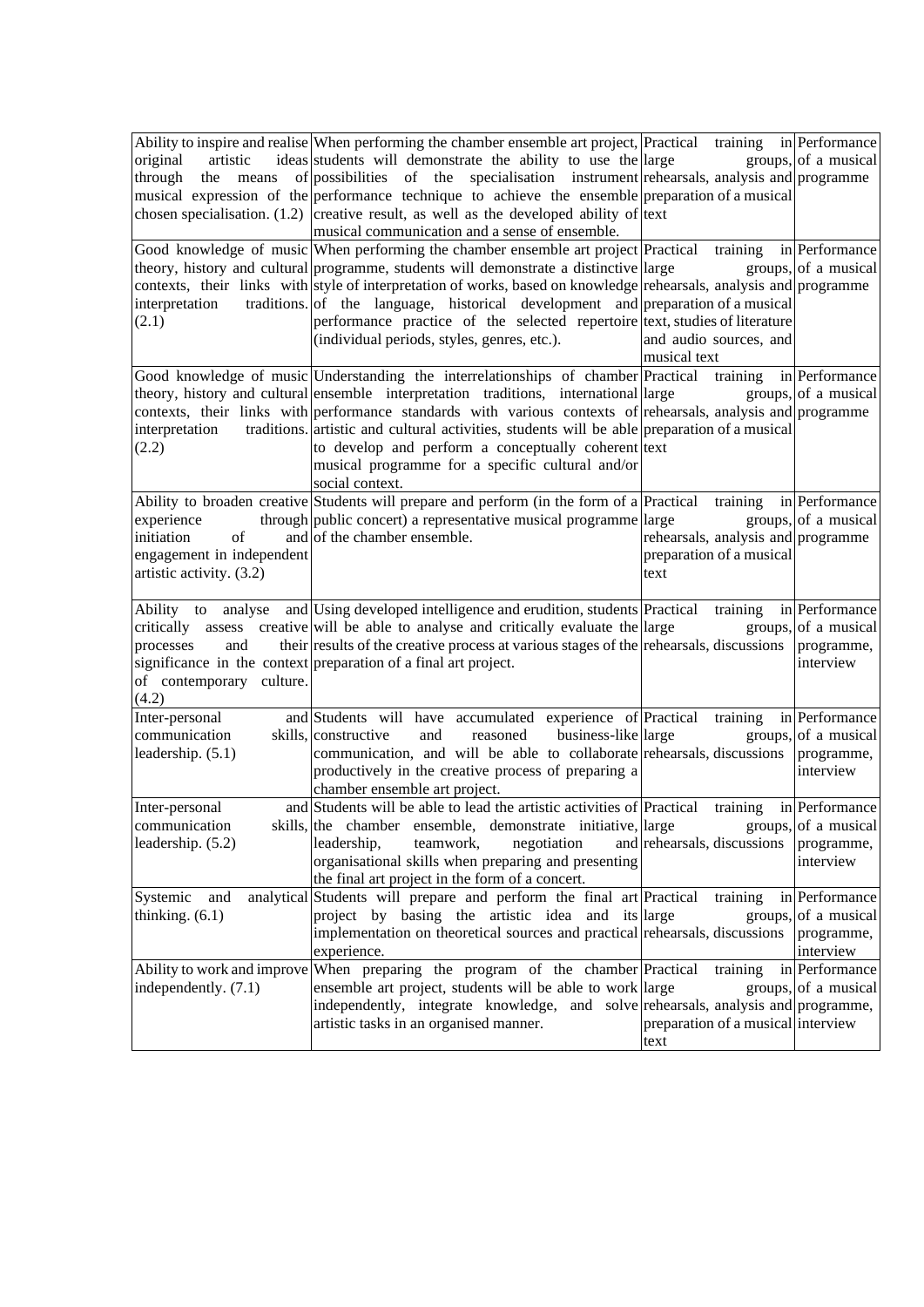| | | | |
|---|---|---|---|
| Ability to inspire and realise original artistic ideas through the means of musical expression of the chosen specialisation. (1.2) | When performing the chamber ensemble art project, students will demonstrate the ability to use the possibilities of the specialisation instrument performance technique to achieve the ensemble creative result, as well as the developed ability of musical communication and a sense of ensemble. | Practical training in large groups, rehearsals, analysis and preparation of a musical text | Performance of a musical programme |
| Good knowledge of music theory, history and cultural contexts, their links with interpretation traditions. (2.1) | When performing the chamber ensemble art project programme, students will demonstrate a distinctive style of interpretation of works, based on knowledge of the language, historical development and performance practice of the selected repertoire (individual periods, styles, genres, etc.). | Practical training in large groups, rehearsals, analysis and preparation of a musical text, studies of literature and audio sources, and musical text | Performance of a musical programme |
| Good knowledge of music theory, history and cultural contexts, their links with interpretation traditions. (2.2) | Understanding the interrelationships of chamber ensemble interpretation traditions, international performance standards with various contexts of artistic and cultural activities, students will be able to develop and perform a conceptually coherent musical programme for a specific cultural and/or social context. | Practical training in large groups, rehearsals, analysis and preparation of a musical text | Performance of a musical programme |
| Ability to broaden creative experience through initiation of and engagement in independent artistic activity. (3.2) | Students will prepare and perform (in the form of a public concert) a representative musical programme of the chamber ensemble. | Practical training in large groups, rehearsals, analysis and preparation of a musical text | Performance of a musical programme |
| Ability to analyse and critically assess creative processes and their significance in the context of contemporary culture. (4.2) | Using developed intelligence and erudition, students will be able to analyse and critically evaluate the results of the creative process at various stages of the preparation of a final art project. | Practical training in large groups, rehearsals, discussions | Performance of a musical programme, interview |
| Inter-personal and communication skills, leadership. (5.1) | Students will have accumulated experience of constructive and reasoned business-like communication, and will be able to collaborate productively in the creative process of preparing a chamber ensemble art project. | Practical training in large groups, rehearsals, discussions | Performance of a musical programme, interview |
| Inter-personal and communication skills, leadership. (5.2) | Students will be able to lead the artistic activities of the chamber ensemble, demonstrate initiative, leadership, teamwork, negotiation and organisational skills when preparing and presenting the final art project in the form of a concert. | Practical training in large groups, rehearsals, discussions | Performance of a musical programme, interview |
| Systemic and analytical thinking. (6.1) | Students will prepare and perform the final art project by basing the artistic idea and its implementation on theoretical sources and practical experience. | Practical training in large groups, rehearsals, discussions | Performance of a musical programme, interview |
| Ability to work and improve independently. (7.1) | When preparing the program of the chamber ensemble art project, students will be able to work independently, integrate knowledge, and solve artistic tasks in an organised manner. | Practical training in large groups, rehearsals, analysis and preparation of a musical text | Performance of a musical programme, interview |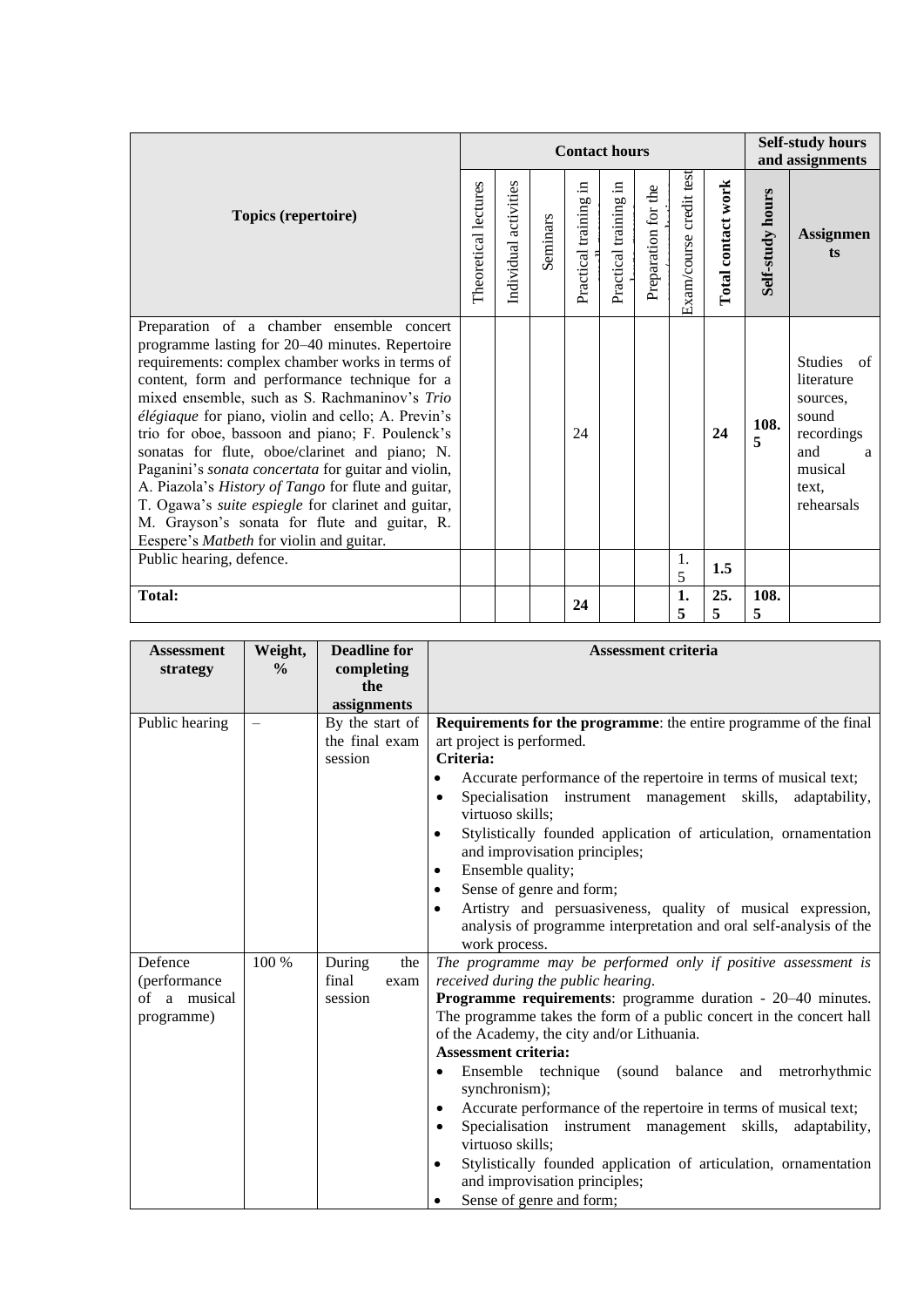| Topics (repertoire) | Contact hours | | | | | | | | Self-study hours and assignments | |
|---|---|---|---|---|---|---|---|---|---|---|
| | Theoretical lectures | Individual activities | Seminars | Practical training in small groups | Practical training in large groups | Preparation for the exam/course | Exam/course credit test | Total contact work | Self-study hours | Assignments |
| Preparation of a chamber ensemble concert programme lasting for 20–40 minutes. Repertoire requirements: complex chamber works in terms of content, form and performance technique for a mixed ensemble, such as S. Rachmaninov's *Trio élégiaque* for piano, violin and cello; A. Previn's trio for oboe, bassoon and piano; F. Poulenck's sonatas for flute, oboe/clarinet and piano; N. Paganini's *sonata concertata* for guitar and violin, A. Piazola's *History of Tango* for flute and guitar, T. Ogawa's *suite espiegle* for clarinet and guitar, M. Grayson's sonata for flute and guitar, R. Eespere's *Matbeth* for violin and guitar. | | | | 24 | | | | **24** | **108.5** | Studies of literature sources, sound recordings and a musical text, rehearsals |
| Public hearing, defence. | | | | | | | 1.5 | **1.5** | | |
| **Total:** | | | | **24** | | | **1.5** | **25.5** | **108.5** | |

| Assessment strategy | Weight, % | Deadline for completing the assignments | Assessment criteria |
|---|---|---|---|
| Public hearing | – | By the start of the final exam session | **Requirements for the programme**: the entire programme of the final art project is performed.<br>**Criteria:**<br>• Accurate performance of the repertoire in terms of musical text;<br>• Specialisation instrument management skills, adaptability, virtuoso skills;<br>• Stylistically founded application of articulation, ornamentation and improvisation principles;<br>• Ensemble quality;<br>• Sense of genre and form;<br>• Artistry and persuasiveness, quality of musical expression, analysis of programme interpretation and oral self-analysis of the work process. |
| Defence (performance of a musical programme) | 100 % | During the final exam session | *The programme may be performed only if positive assessment is received during the public hearing.*<br>**Programme requirements**: programme duration - 20–40 minutes. The programme takes the form of a public concert in the concert hall of the Academy, the city and/or Lithuania.<br>**Assessment criteria:**<br>• Ensemble technique (sound balance and metrorhythmic synchronism);<br>• Accurate performance of the repertoire in terms of musical text;<br>• Specialisation instrument management skills, adaptability, virtuoso skills;<br>• Stylistically founded application of articulation, ornamentation and improvisation principles;<br>• Sense of genre and form; |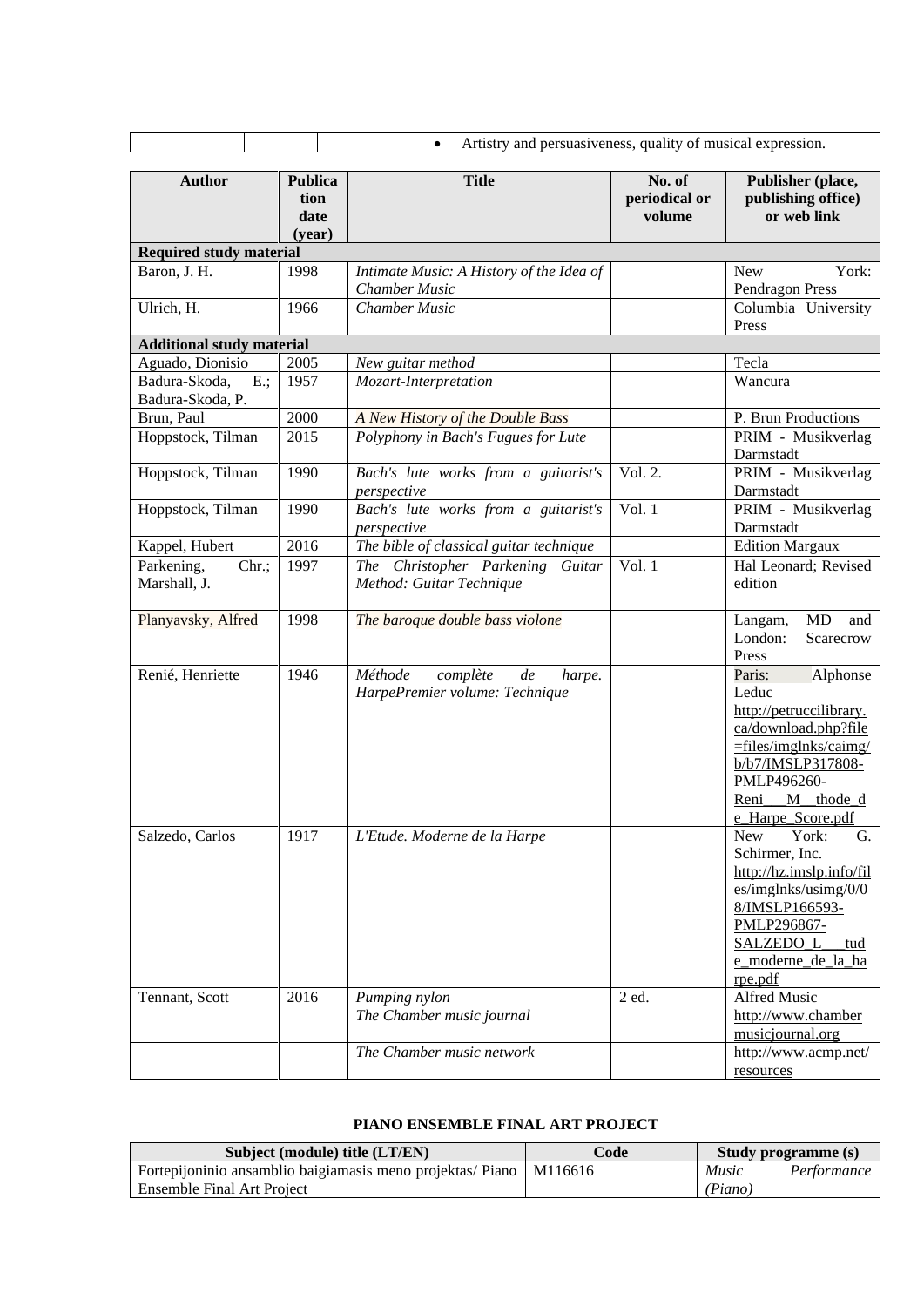| | | | • Artistry and persuasiveness, quality of musical expression. |
|---|---|---|---|

| Author | Publication date (year) | Title | No. of periodical or volume | Publisher (place, publishing office) or web link |
|---|---|---|---|---|
| **Required study material** | | | | |
| Baron, J. H. | 1998 | *Intimate Music: A History of the Idea of Chamber Music* | | New York: Pendragon Press |
| Ulrich, H. | 1966 | *Chamber Music* | | Columbia University Press |
| **Additional study material** | | | | |
| Aguado, Dionisio | 2005 | *New guitar method* | | Tecla |
| Badura-Skoda, E.; Badura-Skoda, P. | 1957 | *Mozart-Interpretation* | | Wancura |
| Brun, Paul | 2000 | *A New History of the Double Bass* | | P. Brun Productions |
| Hoppstock, Tilman | 2015 | *Polyphony in Bach's Fugues for Lute* | | PRIM - Musikverlag Darmstadt |
| Hoppstock, Tilman | 1990 | *Bach's lute works from a guitarist's perspective* | Vol. 2. | PRIM - Musikverlag Darmstadt |
| Hoppstock, Tilman | 1990 | *Bach's lute works from a guitarist's perspective* | Vol. 1 | PRIM - Musikverlag Darmstadt |
| Kappel, Hubert | 2016 | *The bible of classical guitar technique* | | Edition Margaux |
| Parkening, Chr.; Marshall, J. | 1997 | *The Christopher Parkening Guitar Method: Guitar Technique* | Vol. 1 | Hal Leonard; Revised edition |
| Planyavsky, Alfred | 1998 | *The baroque double bass violone* | | Langam, MD and London: Scarecrow Press |
| Renié, Henriette | 1946 | *Méthode complète de harpe. HarpePremier volume: Technique* | | Paris: Alphonse Leduc http://petruccilibrary.ca/download.php?file=files/imglnks/caimg/b/b7/IMSLP317808-PMLP496260-Reni___M__thode_de_Harpe_Score.pdf |
| Salzedo, Carlos | 1917 | *L'Etude. Moderne de la Harpe* | | New York: G. Schirmer, Inc. http://hz.imslp.info/files/imglnks/usimg/0/08/IMSLP166593-PMLP296867-SALZEDO_L___tude_moderne_de_la_harpe.pdf |
| Tennant, Scott | 2016 | *Pumping nylon* | 2 ed. | Alfred Music |
| | | *The Chamber music journal* | | http://www.chambermusicjournal.org |
| | | *The Chamber music network* | | http://www.acmp.net/resources |

**PIANO ENSEMBLE FINAL ART PROJECT**

| Subject (module) title (LT/EN) | Code | Study programme (s) |
|---|---|---|
| Fortepijoninio ansamblio baigiamasis meno projektas/ Piano Ensemble Final Art Project | M116616 | *Music Performance (Piano)* |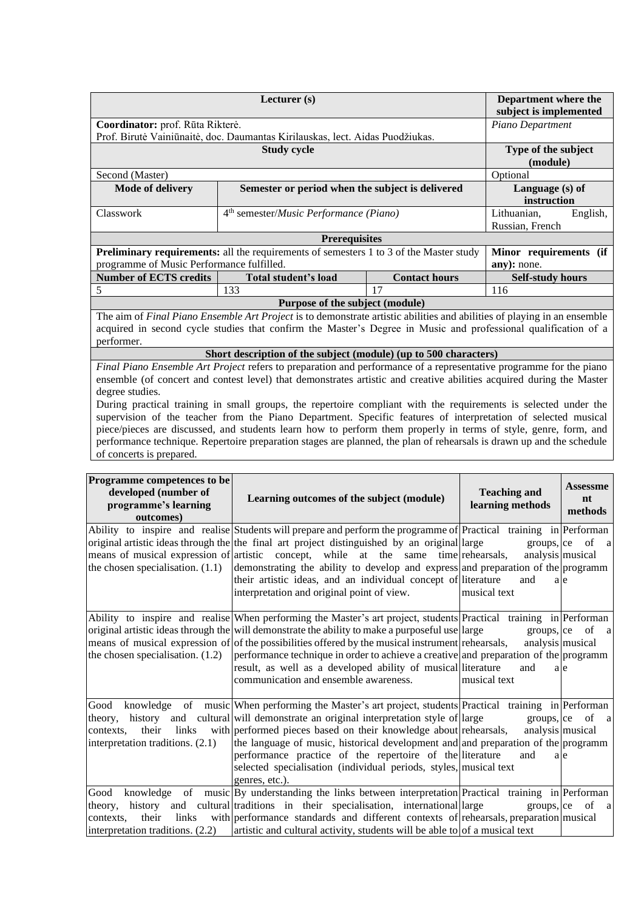| Lecturer (s) | | | Department where the subject is implemented |
|---|---|---|---|
| **Coordinator:** prof. Rūta Rikterė. Prof. Birutė Vainiūnaitė, doc. Daumantas Kirilauskas, lect. Aidas Puodžiukas. | | | *Piano Department* |
| **Study cycle** | | | **Type of the subject (module)** |
| Second (Master) | | | Optional |
| **Mode of delivery** | **Semester or period when the subject is delivered** | | **Language (s) of instruction** |
| Classwork | 4th semester/*Music Performance (Piano)* | | Lithuanian, English, Russian, French |
| **Prerequisites** | | | |
| **Preliminary requirements:** all the requirements of semesters 1 to 3 of the Master study programme of Music Performance fulfilled. | | | **Minor requirements (if any):** none. |
| **Number of ECTS credits** | **Total student's load** | **Contact hours** | **Self-study hours** |
| 5 | 133 | 17 | 116 |
| **Purpose of the subject (module)** | | | |
| The aim of *Final Piano Ensemble Art Project* is to demonstrate artistic abilities and abilities of playing in an ensemble acquired in second cycle studies that confirm the Master's Degree in Music and professional qualification of a performer. | | | |
| **Short description of the subject (module) (up to 500 characters)** | | | |
| *Final Piano Ensemble Art Project* refers to preparation and performance of a representative programme for the piano ensemble (of concert and contest level) that demonstrates artistic and creative abilities acquired during the Master degree studies. During practical training in small groups, the repertoire compliant with the requirements is selected under the supervision of the teacher from the Piano Department. Specific features of interpretation of selected musical piece/pieces are discussed, and students learn how to perform them properly in terms of style, genre, form, and performance technique. Repertoire preparation stages are planned, the plan of rehearsals is drawn up and the schedule of concerts is prepared. | | | |

| Programme competences to be developed (number of programme's learning outcomes) | Learning outcomes of the subject (module) | Teaching and learning methods | Assessment methods |
|---|---|---|---|
| Ability to inspire and realise original artistic ideas through the means of musical expression of the chosen specialisation. (1.1) | Students will prepare and perform the programme of the final art project distinguished by an original artistic concept, while at the same time demonstrating the ability to develop and express their artistic ideas, and an individual concept of interpretation and original point of view. | Practical training in large groups, rehearsals, analysis and preparation of the literature and a musical text | Performance of a musical programme |
| Ability to inspire and realise original artistic ideas through the means of musical expression of the chosen specialisation. (1.2) | When performing the Master's art project, students will demonstrate the ability to make a purposeful use of the possibilities offered by the musical instrument performance technique in order to achieve a creative result, as well as a developed ability of musical communication and ensemble awareness. | Practical training in large groups, rehearsals, analysis and preparation of the literature and a musical text | Performance of a musical programme |
| Good knowledge of music theory, history and cultural contexts, their links with interpretation traditions. (2.1) | When performing the Master's art project, students will demonstrate an original interpretation style of performed pieces based on their knowledge about the language of music, historical development and performance practice of the repertoire of the selected specialisation (individual periods, styles, genres, etc.). | Practical training in large groups, rehearsals, analysis and preparation of the literature and a musical text | Performance of a musical programme |
| Good knowledge of music theory, history and cultural contexts, their links with interpretation traditions. (2.2) | By understanding the links between interpretation traditions in their specialisation, international performance standards and different contexts of artistic and cultural activity, students will be able to | Practical training in large groups, rehearsals, preparation of a musical text | Performance of a musical |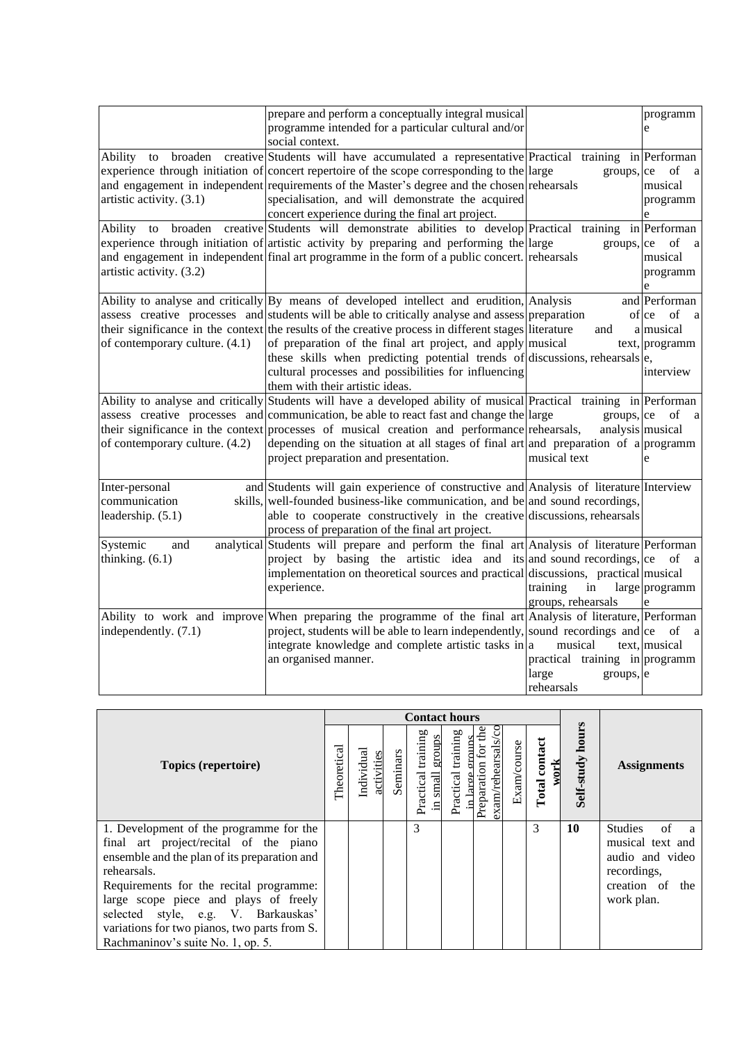|  | prepare and perform a conceptually integral musical programme intended for a particular cultural and/or social context. |  | programme |
|---|---|---|---|
| Ability to broaden creative experience through initiation of and engagement in independent artistic activity. (3.1) | Students will have accumulated a representative concert repertoire of the scope corresponding to the requirements of the Master's degree and the chosen specialisation, and will demonstrate the acquired concert experience during the final art project. | Practical training in large groups, rehearsals | Performance of a musical programme |
| Ability to broaden creative experience through initiation of and engagement in independent artistic activity. (3.2) | Students will demonstrate abilities to develop artistic activity by preparing and performing the final art programme in the form of a public concert. | Practical training in large groups, rehearsals | Performance of a musical programme |
| Ability to analyse and critically assess creative processes and their significance in the context of contemporary culture. (4.1) | By means of developed intellect and erudition, students will be able to critically analyse and assess the results of the creative process in different stages of preparation of the final art project, and apply these skills when predicting potential trends of cultural processes and possibilities for influencing them with their artistic ideas. | Analysis and preparation of literature and a musical text, discussions, rehearsals | Performance of a musical programme, interview |
| Ability to analyse and critically assess creative processes and their significance in the context of contemporary culture. (4.2) | Students will have a developed ability of musical communication, be able to react fast and change the processes of musical creation and performance depending on the situation at all stages of final art project preparation and presentation. | Practical training in large groups, rehearsals, analysis and preparation of a musical text | Performance of a musical programme |
| Inter-personal and communication skills, leadership. (5.1) | Students will gain experience of constructive and well-founded business-like communication, and be able to cooperate constructively in the creative process of preparation of the final art project. | Analysis of literature and sound recordings, discussions, rehearsals | Interview |
| Systemic and analytical thinking. (6.1) | Students will prepare and perform the final art project by basing the artistic idea and its implementation on theoretical sources and practical experience. | Analysis of literature and sound recordings, discussions, practical training in large groups, rehearsals | Performance of a musical programme |
| Ability to work and improve independently. (7.1) | When preparing the programme of the final art project, students will be able to learn independently, integrate knowledge and complete artistic tasks in an organised manner. | Analysis of literature, sound recordings and a musical text, practical training in large groups, rehearsals | Performance of a musical programme |

| Topics (repertoire) | Contact hours | | | | | | | | Self-study hours | Assignments |
|---|---|---|---|---|---|---|---|---|---|---|
| | Theoretical | Individual activities | Seminars | Practical training in small groups | Practical training in large groups | Preparation for the exam/rehearsals/co | Exam/course | Total contact work | | |
| 1. Development of the programme for the final art project/recital of the piano ensemble and the plan of its preparation and rehearsals.<br>Requirements for the recital programme: large scope piece and plays of freely selected style, e.g. V. Barkauskas' variations for two pianos, two parts from S. Rachmaninov's suite No. 1, op. 5. | | | | 3 | | | | 3 | **10** | Studies of a musical text and audio and video recordings, creation of the work plan. |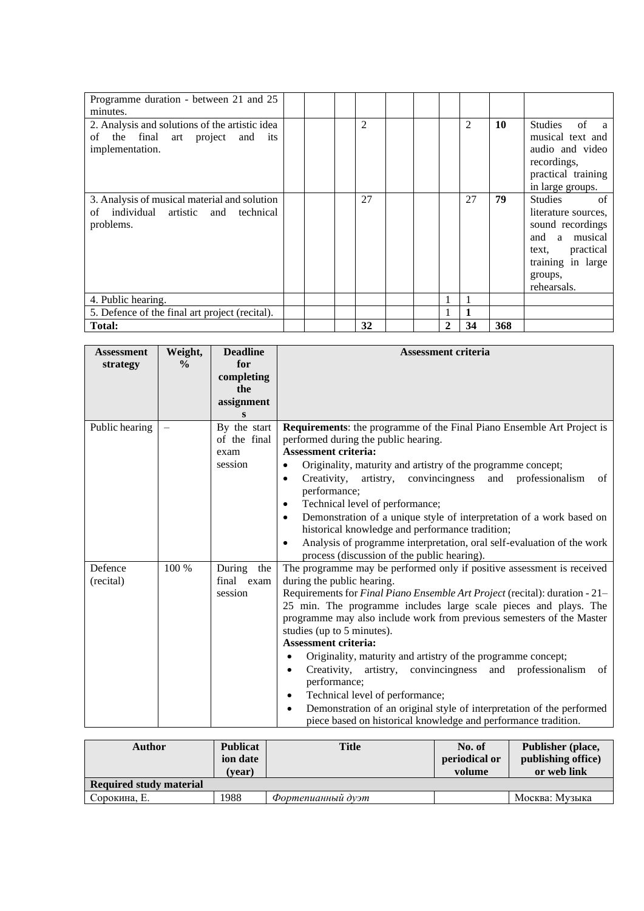| | | | | | | | | | | |
|---|---|---|---|---|---|---|---|---|---|---|
| Programme duration - between 21 and 25 minutes. | | | | | | | | | | |
| 2. Analysis and solutions of the artistic idea of the final art project and its implementation. | | | | 2 | | | | 2 | **10** | Studies of a musical text and audio and video recordings, practical training in large groups. |
| 3. Analysis of musical material and solution of individual artistic and technical problems. | | | | 27 | | | | 27 | **79** | Studies of literature sources, sound recordings and a musical text, practical training in large groups, rehearsals. |
| 4. Public hearing. | | | | | | | 1 | 1 | | |
| 5. Defence of the final art project (recital). | | | | | | | 1 | **1** | | |
| **Total:** | | | | **32** | | | **2** | **34** | **368** | |

| Assessment strategy | Weight, % | Deadline for completing the assignments | Assessment criteria |
|---|---|---|---|
| Public hearing | – | By the start of the final exam session | **Requirements**: the programme of the Final Piano Ensemble Art Project is performed during the public hearing.<br>**Assessment criteria:**<br>• Originality, maturity and artistry of the programme concept;<br>• Creativity, artistry, convincingness and professionalism of performance;<br>• Technical level of performance;<br>• Demonstration of a unique style of interpretation of a work based on historical knowledge and performance tradition;<br>• Analysis of programme interpretation, oral self-evaluation of the work process (discussion of the public hearing). |
| Defence (recital) | 100 % | During the final exam session | The programme may be performed only if positive assessment is received during the public hearing.<br>Requirements for *Final Piano Ensemble Art Project* (recital): duration - 21–25 min. The programme includes large scale pieces and plays. The programme may also include work from previous semesters of the Master studies (up to 5 minutes).<br>**Assessment criteria:**<br>• Originality, maturity and artistry of the programme concept;<br>• Creativity, artistry, convincingness and professionalism of performance;<br>• Technical level of performance;<br>• Demonstration of an original style of interpretation of the performed piece based on historical knowledge and performance tradition. |

| Author | Publication date (year) | Title | No. of periodical or volume | Publisher (place, publishing office) or web link |
|---|---|---|---|---|
| **Required study material** | | | | |
| Сорокина, Е. | 1988 | *Фортепианный дуэт* | | Москва: Музыка |